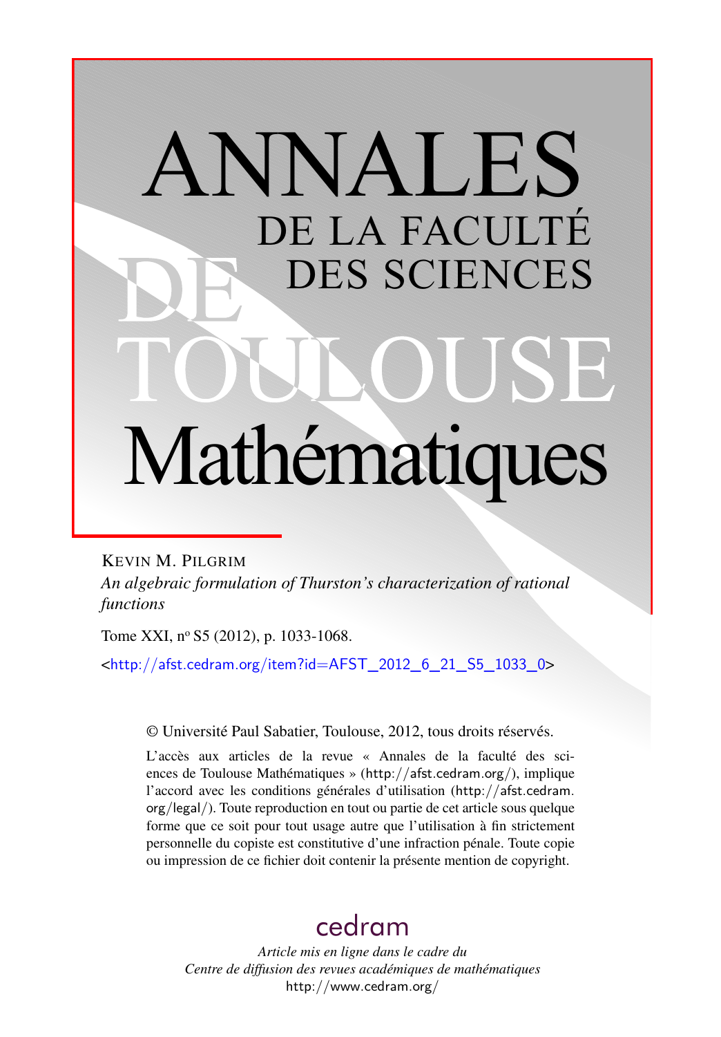# ANNALES DE LA FACULTÉ DES SCIENCES DE TOULOUSE Mathématiques

KEVIN M. PILGRIM

*An algebraic formulation of Thurston's characterization of rational functions*

Tome XXI, nº S5 (2012), p. 1033-1068.

<http://afst.cedram.org/item?id=AFST_2012_6_21_S5_1033_0>

© Université Paul Sabatier, Toulouse, 2012, tous droits réservés.

L'accès aux articles de la revue « Annales de la faculté des sciences de Toulouse Mathématiques » (http://afst.cedram.org/), implique l'accord avec les conditions générales d'utilisation (http://afst.cedram.org/legal/). Toute reproduction en tout ou partie de cet article sous quelque forme que ce soit pour tout usage autre que l'utilisation à fin strictement personnelle du copiste est constitutive d'une infraction pénale. Toute copie ou impression de ce fichier doit contenir la présente mention de copyright.

cedram

*Article mis en ligne dans le cadre du Centre de diffusion des revues académiques de mathématiques*

http://www.cedram.org/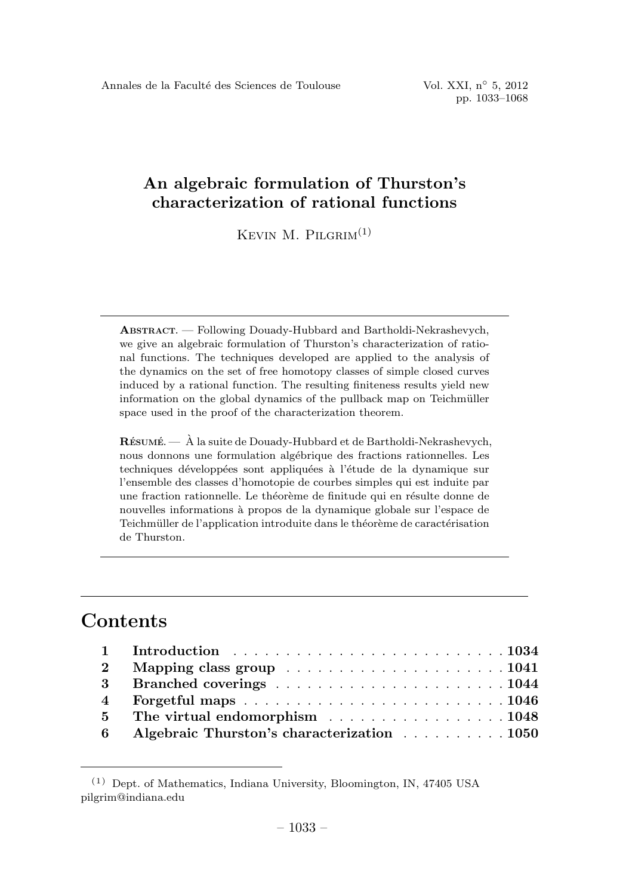# An algebraic formulation of Thurston's characterization of rational functions

Kevin M. Pilgrim[(1)]

**Abstract.** — Following Douady-Hubbard and Bartholdi-Nekrashevych, we give an algebraic formulation of Thurston's characterization of rational functions. The techniques developed are applied to the analysis of the dynamics on the set of free homotopy classes of simple closed curves induced by a rational function. The resulting finiteness results yield new information on the global dynamics of the pullback map on Teichmüller space used in the proof of the characterization theorem.

**Résumé.** — À la suite de Douady-Hubbard et de Bartholdi-Nekrashevych, nous donnons une formulation algébrique des fractions rationnelles. Les techniques développées sont appliquées à l'étude de la dynamique sur l'ensemble des classes d'homotopie de courbes simples qui est induite par une fraction rationnelle. Le théorème de finitude qui en résulte donne de nouvelles informations à propos de la dynamique globale sur l'espace de Teichmüller de l'application introduite dans le théorème de caractérisation de Thurston.

## Contents

| | | |
|---|---|---|
| 1 | **Introduction** | **1034** |
| 2 | **Mapping class group** | **1041** |
| 3 | **Branched coverings** | **1044** |
| 4 | **Forgetful maps** | **1046** |
| 5 | **The virtual endomorphism** | **1048** |
| 6 | **Algebraic Thurston's characterization** | **1050** |

(1) Dept. of Mathematics, Indiana University, Bloomington, IN, 47405 USA pilgrim@indiana.edu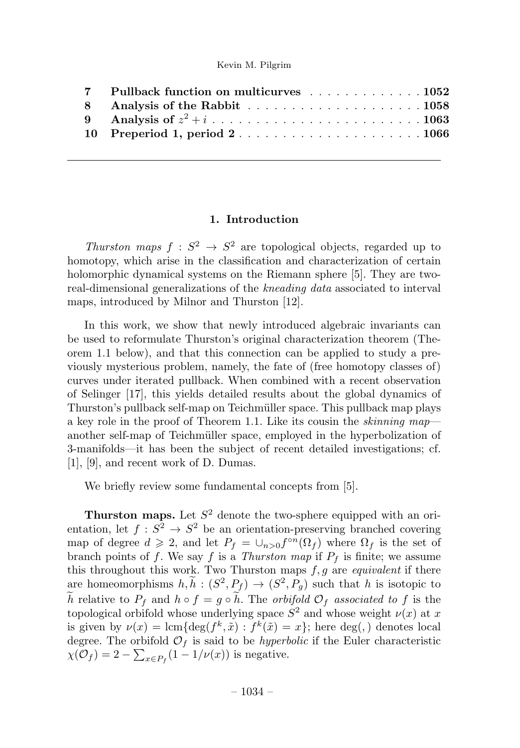| | | |
|---|---|---|
| **7** | **Pullback function on multicurves** | **1052** |
| **8** | **Analysis of the Rabbit** | **1058** |
| **9** | **Analysis of $z^2 + i$** | **1063** |
| **10** | **Preperiod 1, period 2** | **1066** |

## 1. Introduction

*Thurston maps* $f : S^2 \to S^2$ are topological objects, regarded up to homotopy, which arise in the classification and characterization of certain holomorphic dynamical systems on the Riemann sphere [5]. They are two-real-dimensional generalizations of the *kneading data* associated to interval maps, introduced by Milnor and Thurston [12].

In this work, we show that newly introduced algebraic invariants can be used to reformulate Thurston's original characterization theorem (Theorem 1.1 below), and that this connection can be applied to study a previously mysterious problem, namely, the fate of (free homotopy classes of) curves under iterated pullback. When combined with a recent observation of Selinger [17], this yields detailed results about the global dynamics of Thurston's pullback self-map on Teichmüller space. This pullback map plays a key role in the proof of Theorem 1.1. Like its cousin the *skinning map*—another self-map of Teichmüller space, employed in the hyperbolization of 3-manifolds—it has been the subject of recent detailed investigations; cf. [1], [9], and recent work of D. Dumas.

We briefly review some fundamental concepts from [5].

**Thurston maps.** Let $S^2$ denote the two-sphere equipped with an orientation, let $f : S^2 \to S^2$ be an orientation-preserving branched covering map of degree $d \geqslant 2$, and let $P_f = \cup_{n>0} f^{\circ n}(\Omega_f)$ where $\Omega_f$ is the set of branch points of $f$. We say $f$ is a *Thurston map* if $P_f$ is finite; we assume this throughout this work. Two Thurston maps $f, g$ are *equivalent* if there are homeomorphisms $h, \widetilde{h} : (S^2, P_f) \to (S^2, P_g)$ such that $h$ is isotopic to $\widetilde{h}$ relative to $P_f$ and $h \circ f = g \circ \widetilde{h}$. The *orbifold* $\mathcal{O}_f$ *associated to* $f$ is the topological orbifold whose underlying space $S^2$ and whose weight $\nu(x)$ at $x$ is given by $\nu(x) = \mathrm{lcm}\{\deg(f^k, \tilde{x}) : f^k(\tilde{x}) = x\}$; here $\deg(,)$ denotes local degree. The orbifold $\mathcal{O}_f$ is said to be *hyperbolic* if the Euler characteristic $\chi(\mathcal{O}_f) = 2 - \sum_{x \in P_f}(1 - 1/\nu(x))$ is negative.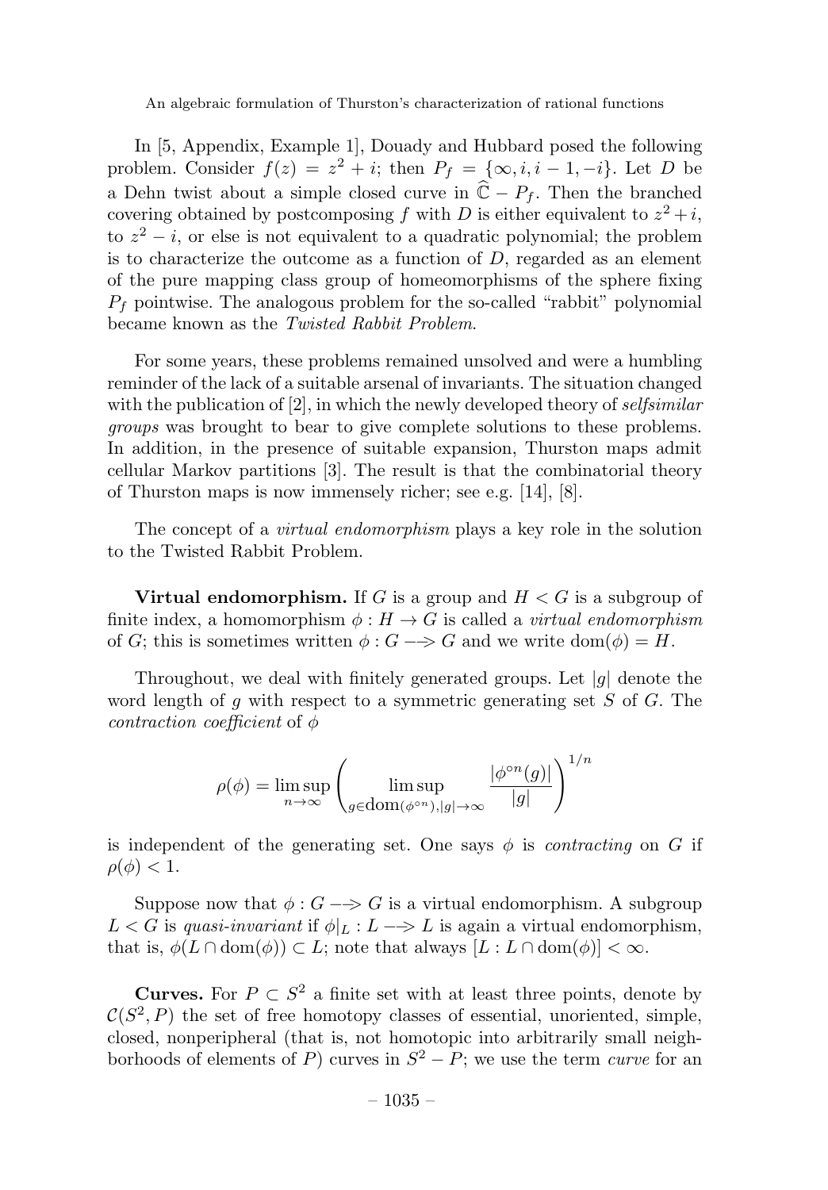In [5, Appendix, Example 1], Douady and Hubbard posed the following problem. Consider $f(z) = z^2 + i$; then $P_f = \{\infty, i, i-1, -i\}$. Let $D$ be a Dehn twist about a simple closed curve in $\widehat{\mathbb{C}} - P_f$. Then the branched covering obtained by postcomposing $f$ with $D$ is either equivalent to $z^2 + i$, to $z^2 - i$, or else is not equivalent to a quadratic polynomial; the problem is to characterize the outcome as a function of $D$, regarded as an element of the pure mapping class group of homeomorphisms of the sphere fixing $P_f$ pointwise. The analogous problem for the so-called "rabbit" polynomial became known as the *Twisted Rabbit Problem*.

For some years, these problems remained unsolved and were a humbling reminder of the lack of a suitable arsenal of invariants. The situation changed with the publication of [2], in which the newly developed theory of *selfsimilar groups* was brought to bear to give complete solutions to these problems. In addition, in the presence of suitable expansion, Thurston maps admit cellular Markov partitions [3]. The result is that the combinatorial theory of Thurston maps is now immensely richer; see e.g. [14], [8].

The concept of a *virtual endomorphism* plays a key role in the solution to the Twisted Rabbit Problem.

**Virtual endomorphism.** If $G$ is a group and $H < G$ is a subgroup of finite index, a homomorphism $\phi : H \to G$ is called a *virtual endomorphism* of $G$; this is sometimes written $\phi : G \dashrightarrow G$ and we write $\mathrm{dom}(\phi) = H$.

Throughout, we deal with finitely generated groups. Let $|g|$ denote the word length of $g$ with respect to a symmetric generating set $S$ of $G$. The *contraction coefficient* of $\phi$

$$\rho(\phi) = \limsup_{n\to\infty} \left( \limsup_{g\in \mathrm{dom}(\phi^{\circ n}), |g|\to\infty} \frac{|\phi^{\circ n}(g)|}{|g|} \right)^{1/n}$$

is independent of the generating set. One says $\phi$ is *contracting* on $G$ if $\rho(\phi) < 1$.

Suppose now that $\phi : G \dashrightarrow G$ is a virtual endomorphism. A subgroup $L < G$ is *quasi-invariant* if $\phi|_L : L \dashrightarrow L$ is again a virtual endomorphism, that is, $\phi(L \cap \mathrm{dom}(\phi)) \subset L$; note that always $[L : L \cap \mathrm{dom}(\phi)] < \infty$.

**Curves.** For $P \subset S^2$ a finite set with at least three points, denote by $\mathcal{C}(S^2, P)$ the set of free homotopy classes of essential, unoriented, simple, closed, nonperipheral (that is, not homotopic into arbitrarily small neighborhoods of elements of $P$) curves in $S^2 - P$; we use the term *curve* for an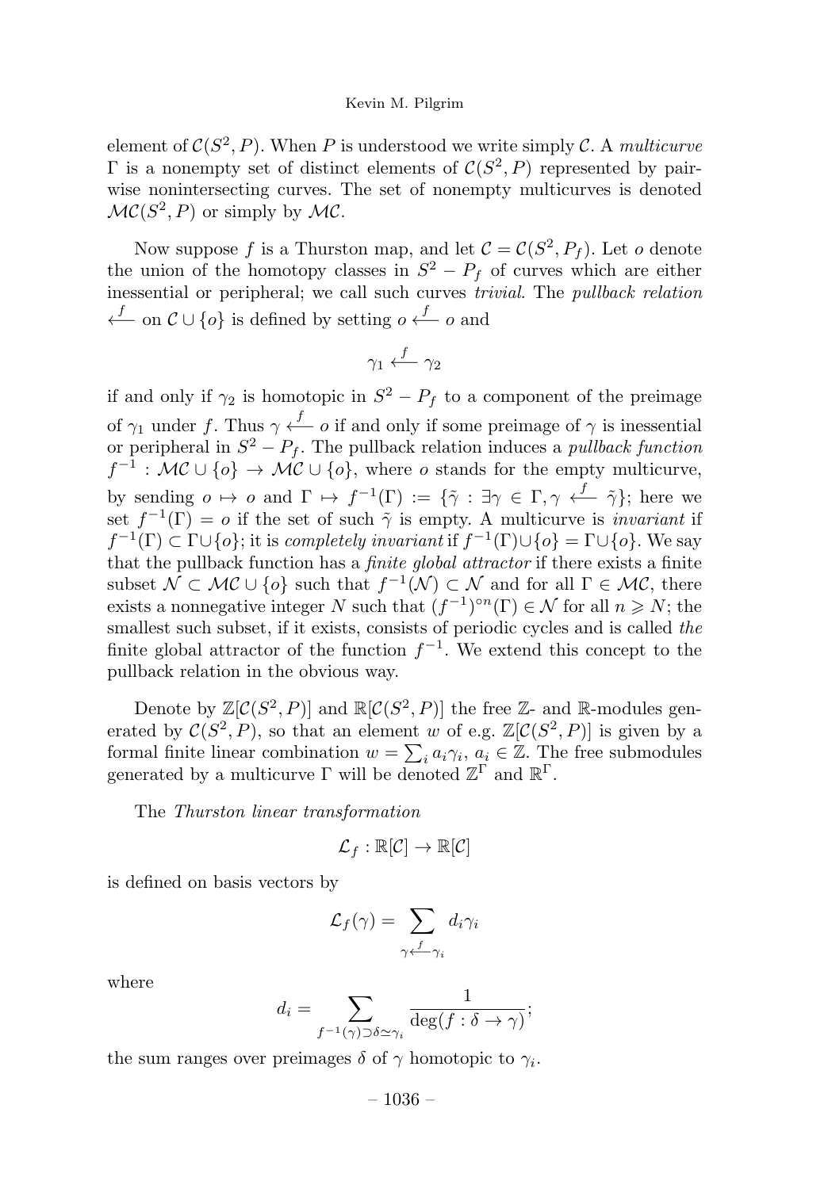element of $\mathcal{C}(S^2, P)$. When $P$ is understood we write simply $\mathcal{C}$. A *multicurve* $\Gamma$ is a nonempty set of distinct elements of $\mathcal{C}(S^2, P)$ represented by pairwise nonintersecting curves. The set of nonempty multicurves is denoted $\mathcal{MC}(S^2, P)$ or simply by $\mathcal{MC}$.

Now suppose $f$ is a Thurston map, and let $\mathcal{C} = \mathcal{C}(S^2, P_f)$. Let $o$ denote the union of the homotopy classes in $S^2 - P_f$ of curves which are either inessential or peripheral; we call such curves *trivial*. The *pullback relation* $\stackrel{f}{\longleftarrow}$ on $\mathcal{C} \cup \{o\}$ is defined by setting $o \stackrel{f}{\longleftarrow} o$ and

$$\gamma_1 \stackrel{f}{\longleftarrow} \gamma_2$$

if and only if $\gamma_2$ is homotopic in $S^2 - P_f$ to a component of the preimage of $\gamma_1$ under $f$. Thus $\gamma \stackrel{f}{\longleftarrow} o$ if and only if some preimage of $\gamma$ is inessential or peripheral in $S^2 - P_f$. The pullback relation induces a *pullback function* $f^{-1} : \mathcal{MC} \cup \{o\} \to \mathcal{MC} \cup \{o\}$, where $o$ stands for the empty multicurve, by sending $o \mapsto o$ and $\Gamma \mapsto f^{-1}(\Gamma) := \{\tilde{\gamma} : \exists \gamma \in \Gamma, \gamma \stackrel{f}{\longleftarrow} \tilde{\gamma}\}$; here we set $f^{-1}(\Gamma) = o$ if the set of such $\tilde{\gamma}$ is empty. A multicurve is *invariant* if $f^{-1}(\Gamma) \subset \Gamma \cup \{o\}$; it is *completely invariant* if $f^{-1}(\Gamma) \cup \{o\} = \Gamma \cup \{o\}$. We say that the pullback function has a *finite global attractor* if there exists a finite subset $\mathcal{N} \subset \mathcal{MC} \cup \{o\}$ such that $f^{-1}(\mathcal{N}) \subset \mathcal{N}$ and for all $\Gamma \in \mathcal{MC}$, there exists a nonnegative integer $N$ such that $(f^{-1})^{\circ n}(\Gamma) \in \mathcal{N}$ for all $n \geqslant N$; the smallest such subset, if it exists, consists of periodic cycles and is called *the* finite global attractor of the function $f^{-1}$. We extend this concept to the pullback relation in the obvious way.

Denote by $\mathbb{Z}[\mathcal{C}(S^2, P)]$ and $\mathbb{R}[\mathcal{C}(S^2, P)]$ the free $\mathbb{Z}$- and $\mathbb{R}$-modules generated by $\mathcal{C}(S^2, P)$, so that an element $w$ of e.g. $\mathbb{Z}[\mathcal{C}(S^2, P)]$ is given by a formal finite linear combination $w = \sum_i a_i \gamma_i$, $a_i \in \mathbb{Z}$. The free submodules generated by a multicurve $\Gamma$ will be denoted $\mathbb{Z}^\Gamma$ and $\mathbb{R}^\Gamma$.

The *Thurston linear transformation*

$$\mathcal{L}_f : \mathbb{R}[\mathcal{C}] \to \mathbb{R}[\mathcal{C}]$$

is defined on basis vectors by

$$\mathcal{L}_f(\gamma) = \sum_{\gamma \stackrel{f}{\longleftarrow} \gamma_i} d_i \gamma_i$$

where

$$d_i = \sum_{f^{-1}(\gamma) \supset \delta \simeq \gamma_i} \frac{1}{\deg(f : \delta \to \gamma)};$$

the sum ranges over preimages $\delta$ of $\gamma$ homotopic to $\gamma_i$.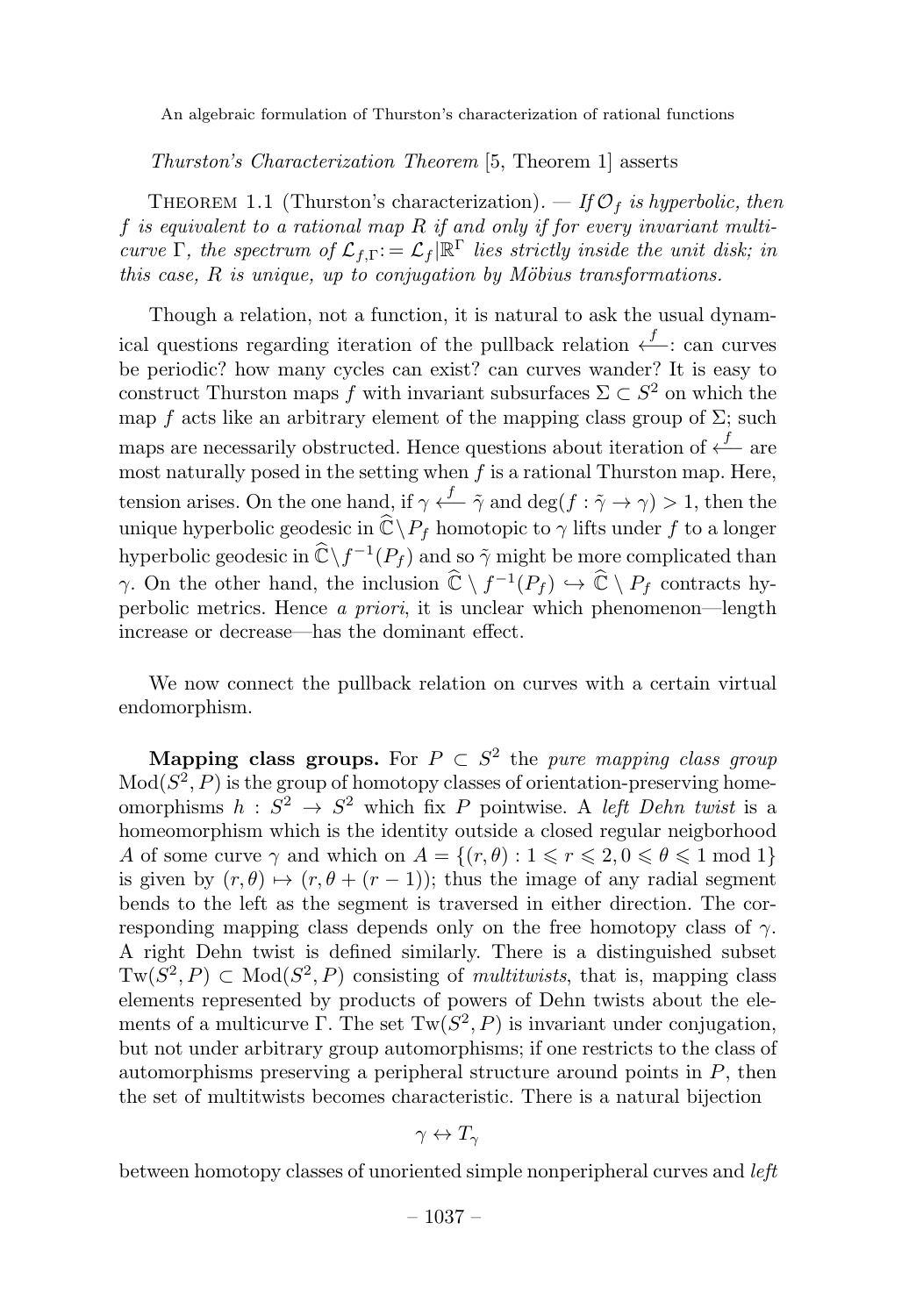*Thurston's Characterization Theorem* [5, Theorem 1] asserts

Theorem 1.1 (Thurston's characterization). — *If $\mathcal{O}_f$ is hyperbolic, then $f$ is equivalent to a rational map $R$ if and only if for every invariant multicurve $\Gamma$, the spectrum of $\mathcal{L}_{f,\Gamma} := \mathcal{L}_f|\mathbb{R}^\Gamma$ lies strictly inside the unit disk; in this case, $R$ is unique, up to conjugation by Möbius transformations.*

Though a relation, not a function, it is natural to ask the usual dynamical questions regarding iteration of the pullback relation $\stackrel{f}{\longleftarrow}$: can curves be periodic? how many cycles can exist? can curves wander? It is easy to construct Thurston maps $f$ with invariant subsurfaces $\Sigma \subset S^2$ on which the map $f$ acts like an arbitrary element of the mapping class group of $\Sigma$; such maps are necessarily obstructed. Hence questions about iteration of $\stackrel{f}{\longleftarrow}$ are most naturally posed in the setting when $f$ is a rational Thurston map. Here, tension arises. On the one hand, if $\gamma \stackrel{f}{\longleftarrow} \tilde{\gamma}$ and $\deg(f : \tilde{\gamma} \to \gamma) > 1$, then the unique hyperbolic geodesic in $\widehat{\mathbb{C}} \setminus P_f$ homotopic to $\gamma$ lifts under $f$ to a longer hyperbolic geodesic in $\widehat{\mathbb{C}} \setminus f^{-1}(P_f)$ and so $\tilde{\gamma}$ might be more complicated than $\gamma$. On the other hand, the inclusion $\widehat{\mathbb{C}} \setminus f^{-1}(P_f) \hookrightarrow \widehat{\mathbb{C}} \setminus P_f$ contracts hyperbolic metrics. Hence *a priori*, it is unclear which phenomenon—length increase or decrease—has the dominant effect.

We now connect the pullback relation on curves with a certain virtual endomorphism.

**Mapping class groups.** For $P \subset S^2$ the *pure mapping class group* $\mathrm{Mod}(S^2, P)$ is the group of homotopy classes of orientation-preserving homeomorphisms $h : S^2 \to S^2$ which fix $P$ pointwise. A *left Dehn twist* is a homeomorphism which is the identity outside a closed regular neigborhood $A$ of some curve $\gamma$ and which on $A = \{(r, \theta) : 1 \leqslant r \leqslant 2, 0 \leqslant \theta \leqslant 1 \bmod 1\}$ is given by $(r, \theta) \mapsto (r, \theta + (r - 1))$; thus the image of any radial segment bends to the left as the segment is traversed in either direction. The corresponding mapping class depends only on the free homotopy class of $\gamma$. A right Dehn twist is defined similarly. There is a distinguished subset $\mathrm{Tw}(S^2, P) \subset \mathrm{Mod}(S^2, P)$ consisting of *multitwists*, that is, mapping class elements represented by products of powers of Dehn twists about the elements of a multicurve $\Gamma$. The set $\mathrm{Tw}(S^2, P)$ is invariant under conjugation, but not under arbitrary group automorphisms; if one restricts to the class of automorphisms preserving a peripheral structure around points in $P$, then the set of multitwists becomes characteristic. There is a natural bijection

$$\gamma \leftrightarrow T_\gamma$$

between homotopy classes of unoriented simple nonperipheral curves and *left*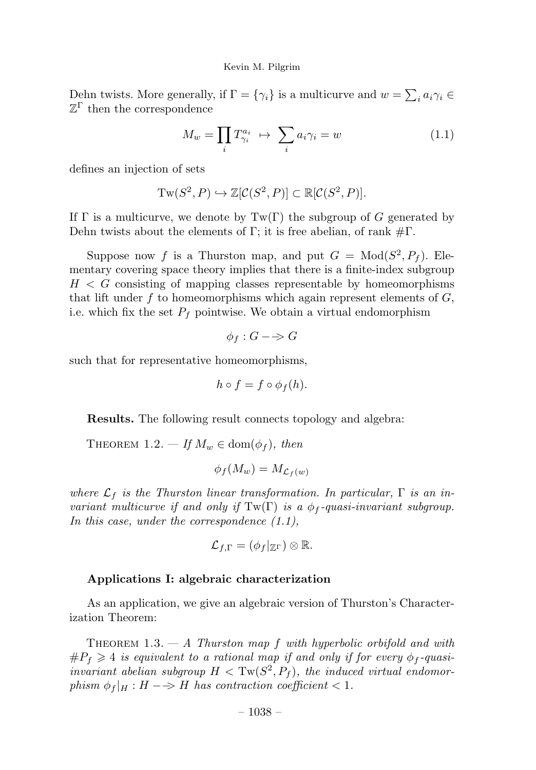Dehn twists. More generally, if $\Gamma = \{\gamma_i\}$ is a multicurve and $w = \sum_i a_i \gamma_i \in \mathbb{Z}^\Gamma$ then the correspondence

$$M_w = \prod_i T_{\gamma_i}^{a_i} \mapsto \sum_i a_i \gamma_i = w \tag{1.1}$$

defines an injection of sets

$$\mathrm{Tw}(S^2, P) \hookrightarrow \mathbb{Z}[\mathcal{C}(S^2, P)] \subset \mathbb{R}[\mathcal{C}(S^2, P)].$$

If $\Gamma$ is a multicurve, we denote by $\mathrm{Tw}(\Gamma)$ the subgroup of $G$ generated by Dehn twists about the elements of $\Gamma$; it is free abelian, of rank $\#\Gamma$.

Suppose now $f$ is a Thurston map, and put $G = \mathrm{Mod}(S^2, P_f)$. Elementary covering space theory implies that there is a finite-index subgroup $H < G$ consisting of mapping classes representable by homeomorphisms that lift under $f$ to homeomorphisms which again represent elements of $G$, i.e. which fix the set $P_f$ pointwise. We obtain a virtual endomorphism

$$\phi_f : G \dashrightarrow G$$

such that for representative homeomorphisms,

$$h \circ f = f \circ \phi_f(h).$$

**Results.** The following result connects topology and algebra:

Theorem 1.2. — *If $M_w \in \mathrm{dom}(\phi_f)$, then*

$$\phi_f(M_w) = M_{\mathcal{L}_f(w)}$$

*where $\mathcal{L}_f$ is the Thurston linear transformation. In particular, $\Gamma$ is an invariant multicurve if and only if $\mathrm{Tw}(\Gamma)$ is a $\phi_f$-quasi-invariant subgroup. In this case, under the correspondence (1.1),*

$$\mathcal{L}_{f,\Gamma} = (\phi_f|_{\mathbb{Z}^\Gamma}) \otimes \mathbb{R}.$$

**Applications I: algebraic characterization**

As an application, we give an algebraic version of Thurston's Characterization Theorem:

Theorem 1.3. — *A Thurston map $f$ with hyperbolic orbifold and with $\#P_f \geqslant 4$ is equivalent to a rational map if and only if for every $\phi_f$-quasi-invariant abelian subgroup $H < \mathrm{Tw}(S^2, P_f)$, the induced virtual endomorphism $\phi_f|_H : H \dashrightarrow H$ has contraction coefficient $< 1$.*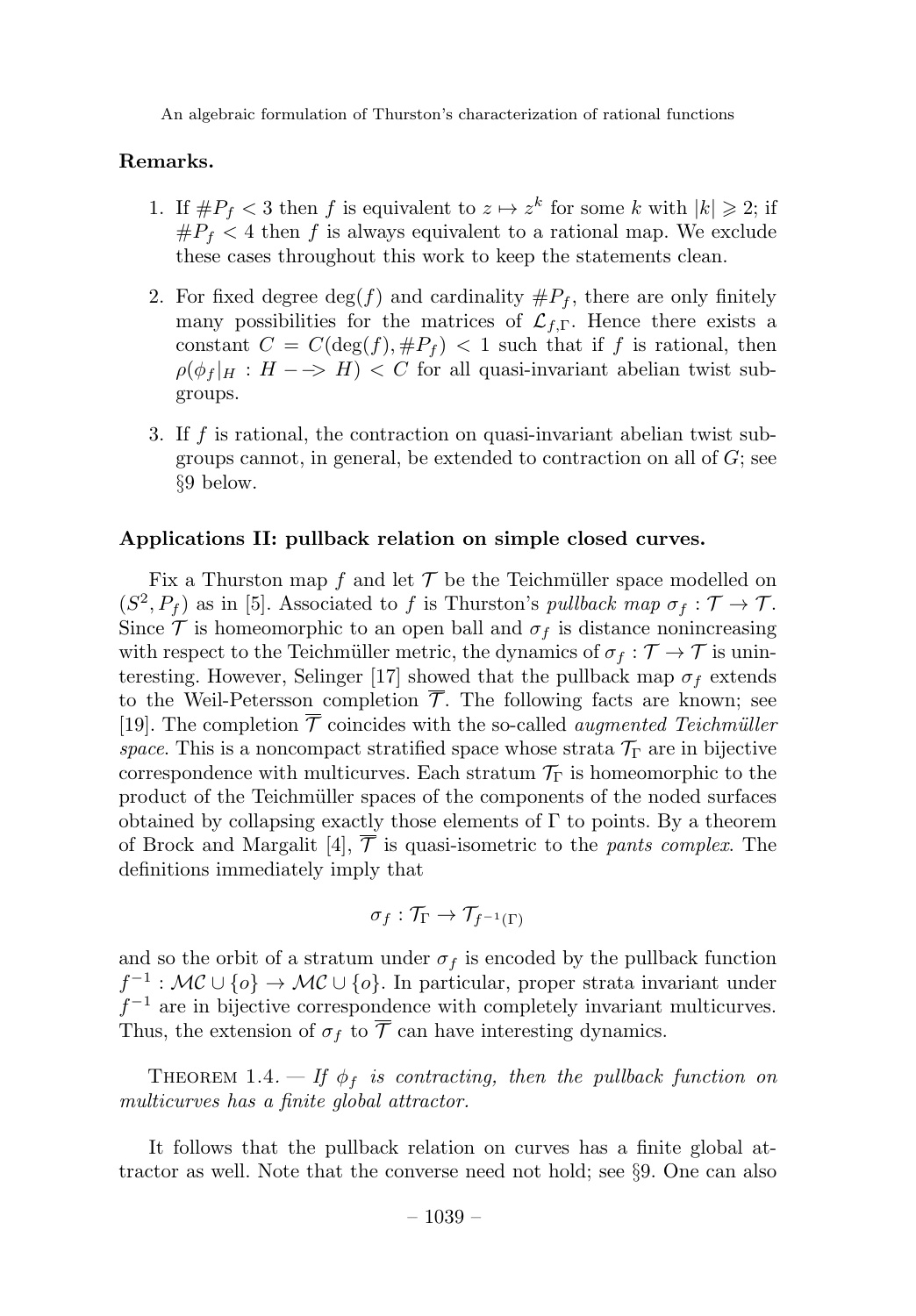**Remarks.**

1. If $\#P_f < 3$ then $f$ is equivalent to $z \mapsto z^k$ for some $k$ with $|k| \geqslant 2$; if $\#P_f < 4$ then $f$ is always equivalent to a rational map. We exclude these cases throughout this work to keep the statements clean.

2. For fixed degree $\deg(f)$ and cardinality $\#P_f$, there are only finitely many possibilities for the matrices of $\mathcal{L}_{f,\Gamma}$. Hence there exists a constant $C = C(\deg(f), \#P_f) < 1$ such that if $f$ is rational, then $\rho(\phi_f|_H : H \dashrightarrow H) < C$ for all quasi-invariant abelian twist subgroups.

3. If $f$ is rational, the contraction on quasi-invariant abelian twist subgroups cannot, in general, be extended to contraction on all of $G$; see §9 below.

**Applications II: pullback relation on simple closed curves.**

Fix a Thurston map $f$ and let $\mathcal{T}$ be the Teichmüller space modelled on $(S^2, P_f)$ as in [5]. Associated to $f$ is Thurston's *pullback map* $\sigma_f : \mathcal{T} \to \mathcal{T}$. Since $\mathcal{T}$ is homeomorphic to an open ball and $\sigma_f$ is distance nonincreasing with respect to the Teichmüller metric, the dynamics of $\sigma_f : \mathcal{T} \to \mathcal{T}$ is uninteresting. However, Selinger [17] showed that the pullback map $\sigma_f$ extends to the Weil-Petersson completion $\overline{\mathcal{T}}$. The following facts are known; see [19]. The completion $\overline{\mathcal{T}}$ coincides with the so-called *augmented Teichmüller space*. This is a noncompact stratified space whose strata $\mathcal{T}_\Gamma$ are in bijective correspondence with multicurves. Each stratum $\mathcal{T}_\Gamma$ is homeomorphic to the product of the Teichmüller spaces of the components of the noded surfaces obtained by collapsing exactly those elements of $\Gamma$ to points. By a theorem of Brock and Margalit [4], $\overline{\mathcal{T}}$ is quasi-isometric to the *pants complex*. The definitions immediately imply that

$$\sigma_f : \mathcal{T}_\Gamma \to \mathcal{T}_{f^{-1}(\Gamma)}$$

and so the orbit of a stratum under $\sigma_f$ is encoded by the pullback function $f^{-1} : \mathcal{MC} \cup \{o\} \to \mathcal{MC} \cup \{o\}$. In particular, proper strata invariant under $f^{-1}$ are in bijective correspondence with completely invariant multicurves. Thus, the extension of $\sigma_f$ to $\overline{\mathcal{T}}$ can have interesting dynamics.

Theorem 1.4. — *If $\phi_f$ is contracting, then the pullback function on multicurves has a finite global attractor.*

It follows that the pullback relation on curves has a finite global attractor as well. Note that the converse need not hold; see §9. One can also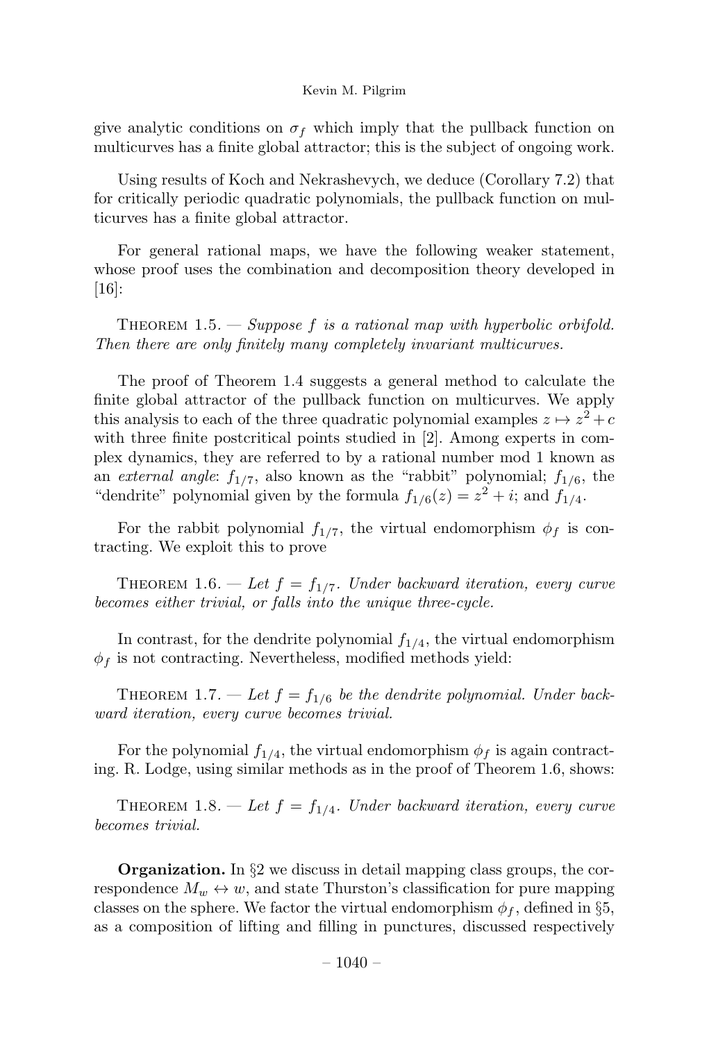give analytic conditions on $\sigma_f$ which imply that the pullback function on multicurves has a finite global attractor; this is the subject of ongoing work.

Using results of Koch and Nekrashevych, we deduce (Corollary 7.2) that for critically periodic quadratic polynomials, the pullback function on multicurves has a finite global attractor.

For general rational maps, we have the following weaker statement, whose proof uses the combination and decomposition theory developed in [16]:

Theorem 1.5. — *Suppose $f$ is a rational map with hyperbolic orbifold. Then there are only finitely many completely invariant multicurves.*

The proof of Theorem 1.4 suggests a general method to calculate the finite global attractor of the pullback function on multicurves. We apply this analysis to each of the three quadratic polynomial examples $z \mapsto z^2 + c$ with three finite postcritical points studied in [2]. Among experts in complex dynamics, they are referred to by a rational number mod 1 known as an *external angle*: $f_{1/7}$, also known as the "rabbit" polynomial; $f_{1/6}$, the "dendrite" polynomial given by the formula $f_{1/6}(z) = z^2 + i$; and $f_{1/4}$.

For the rabbit polynomial $f_{1/7}$, the virtual endomorphism $\phi_f$ is contracting. We exploit this to prove

Theorem 1.6. — *Let $f = f_{1/7}$. Under backward iteration, every curve becomes either trivial, or falls into the unique three-cycle.*

In contrast, for the dendrite polynomial $f_{1/4}$, the virtual endomorphism $\phi_f$ is not contracting. Nevertheless, modified methods yield:

Theorem 1.7. — *Let $f = f_{1/6}$ be the dendrite polynomial. Under backward iteration, every curve becomes trivial.*

For the polynomial $f_{1/4}$, the virtual endomorphism $\phi_f$ is again contracting. R. Lodge, using similar methods as in the proof of Theorem 1.6, shows:

Theorem 1.8. — *Let $f = f_{1/4}$. Under backward iteration, every curve becomes trivial.*

**Organization.** In §2 we discuss in detail mapping class groups, the correspondence $M_w \leftrightarrow w$, and state Thurston's classification for pure mapping classes on the sphere. We factor the virtual endomorphism $\phi_f$, defined in §5, as a composition of lifting and filling in punctures, discussed respectively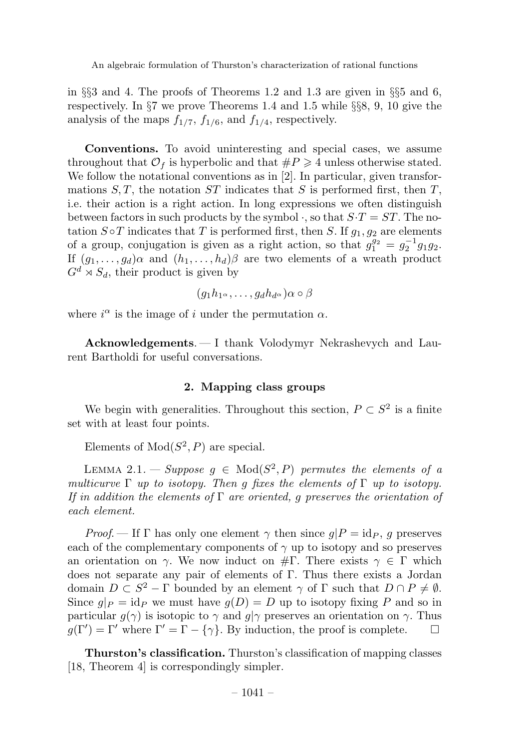in §§3 and 4. The proofs of Theorems 1.2 and 1.3 are given in §§5 and 6, respectively. In §7 we prove Theorems 1.4 and 1.5 while §§8, 9, 10 give the analysis of the maps $f_{1/7}$, $f_{1/6}$, and $f_{1/4}$, respectively.

**Conventions.** To avoid uninteresting and special cases, we assume throughout that $\mathcal{O}_f$ is hyperbolic and that $\#P \geqslant 4$ unless otherwise stated. We follow the notational conventions as in [2]. In particular, given transformations $S, T$, the notation $ST$ indicates that $S$ is performed first, then $T$, i.e. their action is a right action. In long expressions we often distinguish between factors in such products by the symbol $\cdot$, so that $S{\cdot}T = ST$. The notation $S \circ T$ indicates that $T$ is performed first, then $S$. If $g_1, g_2$ are elements of a group, conjugation is given as a right action, so that $g_1^{g_2} = g_2^{-1}g_1g_2$. If $(g_1, \ldots, g_d)\alpha$ and $(h_1, \ldots, h_d)\beta$ are two elements of a wreath product $G^d \rtimes S_d$, their product is given by

$$(g_1 h_{1^\alpha}, \ldots, g_d h_{d^\alpha})\alpha \circ \beta$$

where $i^\alpha$ is the image of $i$ under the permutation $\alpha$.

**Acknowledgements**. — I thank Volodymyr Nekrashevych and Laurent Bartholdi for useful conversations.

## 2. Mapping class groups

We begin with generalities. Throughout this section, $P \subset S^2$ is a finite set with at least four points.

Elements of $\mathrm{Mod}(S^2, P)$ are special.

Lemma 2.1. — *Suppose $g \in \mathrm{Mod}(S^2, P)$ permutes the elements of a multicurve $\Gamma$ up to isotopy. Then $g$ fixes the elements of $\Gamma$ up to isotopy. If in addition the elements of $\Gamma$ are oriented, $g$ preserves the orientation of each element.*

*Proof.* — If $\Gamma$ has only one element $\gamma$ then since $g|P = \mathrm{id}_P$, $g$ preserves each of the complementary components of $\gamma$ up to isotopy and so preserves an orientation on $\gamma$. We now induct on $\#\Gamma$. There exists $\gamma \in \Gamma$ which does not separate any pair of elements of $\Gamma$. Thus there exists a Jordan domain $D \subset S^2 - \Gamma$ bounded by an element $\gamma$ of $\Gamma$ such that $D \cap P \neq \emptyset$. Since $g|_P = \mathrm{id}_P$ we must have $g(D) = D$ up to isotopy fixing $P$ and so in particular $g(\gamma)$ is isotopic to $\gamma$ and $g|\gamma$ preserves an orientation on $\gamma$. Thus $g(\Gamma') = \Gamma'$ where $\Gamma' = \Gamma - \{\gamma\}$. By induction, the proof is complete. $\square$

**Thurston's classification.** Thurston's classification of mapping classes [18, Theorem 4] is correspondingly simpler.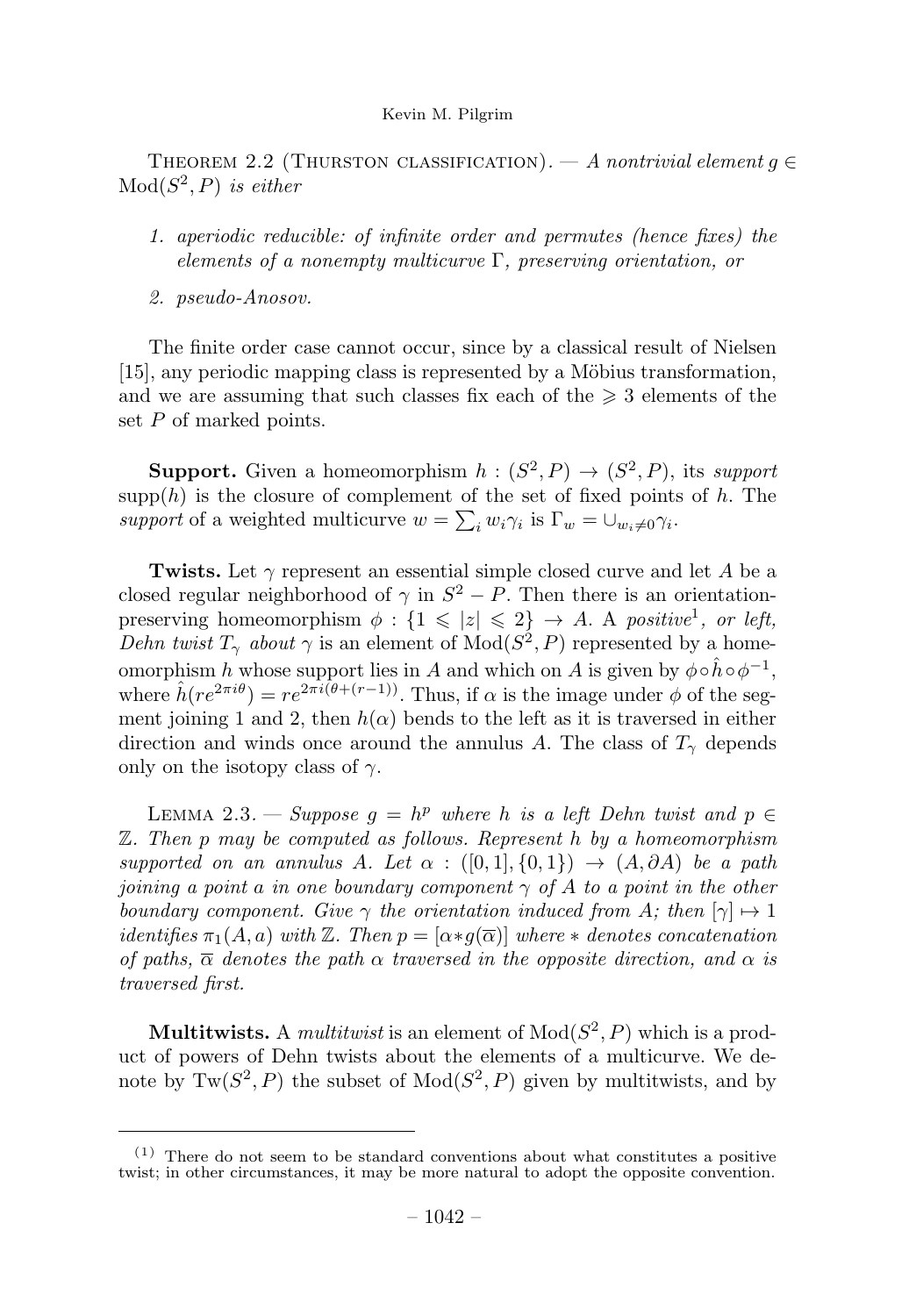THEOREM 2.2 (THURSTON CLASSIFICATION). — *A nontrivial element $g \in \mathrm{Mod}(S^2, P)$ is either*

1. *aperiodic reducible: of infinite order and permutes (hence fixes) the elements of a nonempty multicurve $\Gamma$, preserving orientation, or*
2. *pseudo-Anosov.*

The finite order case cannot occur, since by a classical result of Nielsen [15], any periodic mapping class is represented by a Möbius transformation, and we are assuming that such classes fix each of the $\geqslant 3$ elements of the set $P$ of marked points.

**Support.** Given a homeomorphism $h : (S^2, P) \to (S^2, P)$, its *support* $\mathrm{supp}(h)$ is the closure of complement of the set of fixed points of $h$. The *support* of a weighted multicurve $w = \sum_i w_i \gamma_i$ is $\Gamma_w = \cup_{w_i \neq 0} \gamma_i$.

**Twists.** Let $\gamma$ represent an essential simple closed curve and let $A$ be a closed regular neighborhood of $\gamma$ in $S^2 - P$. Then there is an orientation-preserving homeomorphism $\phi : \{1 \leqslant |z| \leqslant 2\} \to A$. A *positive*[1]*, or left, Dehn twist $T_\gamma$ about* $\gamma$ is an element of $\mathrm{Mod}(S^2, P)$ represented by a homeomorphism $h$ whose support lies in $A$ and which on $A$ is given by $\phi \circ \hat{h} \circ \phi^{-1}$, where $\hat{h}(re^{2\pi i \theta}) = re^{2\pi i(\theta + (r-1))}$. Thus, if $\alpha$ is the image under $\phi$ of the segment joining 1 and 2, then $h(\alpha)$ bends to the left as it is traversed in either direction and winds once around the annulus $A$. The class of $T_\gamma$ depends only on the isotopy class of $\gamma$.

LEMMA 2.3. — *Suppose $g = h^p$ where $h$ is a left Dehn twist and $p \in \mathbb{Z}$. Then $p$ may be computed as follows. Represent $h$ by a homeomorphism supported on an annulus $A$. Let $\alpha : ([0,1], \{0,1\}) \to (A, \partial A)$ be a path joining a point $a$ in one boundary component $\gamma$ of $A$ to a point in the other boundary component. Give $\gamma$ the orientation induced from $A$; then $[\gamma] \mapsto 1$ identifies $\pi_1(A, a)$ with $\mathbb{Z}$. Then $p = [\alpha * g(\overline{\alpha})]$ where $*$ denotes concatenation of paths, $\overline{\alpha}$ denotes the path $\alpha$ traversed in the opposite direction, and $\alpha$ is traversed first.*

**Multitwists.** A *multitwist* is an element of $\mathrm{Mod}(S^2, P)$ which is a product of powers of Dehn twists about the elements of a multicurve. We denote by $\mathrm{Tw}(S^2, P)$ the subset of $\mathrm{Mod}(S^2, P)$ given by multitwists, and by

---

[1] There do not seem to be standard conventions about what constitutes a positive twist; in other circumstances, it may be more natural to adopt the opposite convention.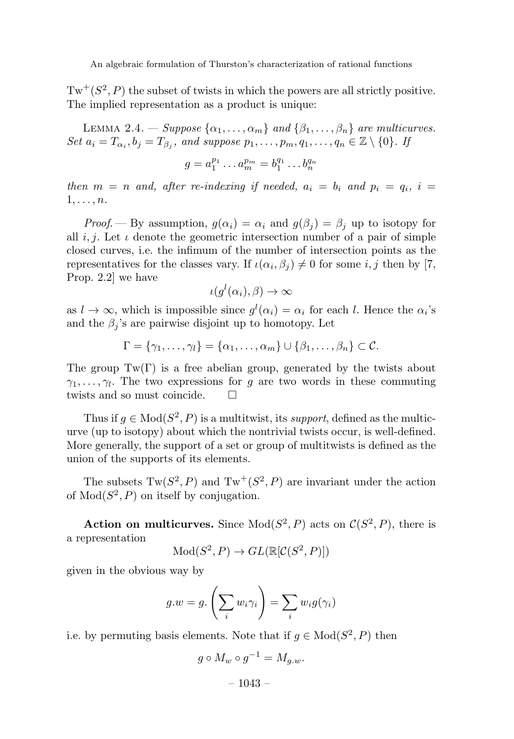$\mathrm{Tw}^+(S^2, P)$ the subset of twists in which the powers are all strictly positive. The implied representation as a product is unique:

Lemma 2.4. — *Suppose $\{\alpha_1, \ldots, \alpha_m\}$ and $\{\beta_1, \ldots, \beta_n\}$ are multicurves. Set $a_i = T_{\alpha_i}, b_j = T_{\beta_j}$, and suppose $p_1, \ldots, p_m, q_1, \ldots, q_n \in \mathbb{Z} \setminus \{0\}$. If*

$$g = a_1^{p_1} \ldots a_m^{p_m} = b_1^{q_1} \ldots b_n^{q_n}$$

*then $m = n$ and, after re-indexing if needed, $a_i = b_i$ and $p_i = q_i$, $i = 1, \ldots, n$.*

*Proof.* — By assumption, $g(\alpha_i) = \alpha_i$ and $g(\beta_j) = \beta_j$ up to isotopy for all $i, j$. Let $\iota$ denote the geometric intersection number of a pair of simple closed curves, i.e. the infimum of the number of intersection points as the representatives for the classes vary. If $\iota(\alpha_i, \beta_j) \neq 0$ for some $i, j$ then by [7, Prop. 2.2] we have

$$\iota(g^l(\alpha_i), \beta) \to \infty$$

as $l \to \infty$, which is impossible since $g^l(\alpha_i) = \alpha_i$ for each $l$. Hence the $\alpha_i$'s and the $\beta_j$'s are pairwise disjoint up to homotopy. Let

$$\Gamma = \{\gamma_1, \ldots, \gamma_l\} = \{\alpha_1, \ldots, \alpha_m\} \cup \{\beta_1, \ldots, \beta_n\} \subset \mathcal{C}.$$

The group $\mathrm{Tw}(\Gamma)$ is a free abelian group, generated by the twists about $\gamma_1, \ldots, \gamma_l$. The two expressions for $g$ are two words in these commuting twists and so must coincide. □

Thus if $g \in \mathrm{Mod}(S^2, P)$ is a multitwist, its *support*, defined as the multicurve (up to isotopy) about which the nontrivial twists occur, is well-defined. More generally, the support of a set or group of multitwists is defined as the union of the supports of its elements.

The subsets $\mathrm{Tw}(S^2, P)$ and $\mathrm{Tw}^+(S^2, P)$ are invariant under the action of $\mathrm{Mod}(S^2, P)$ on itself by conjugation.

**Action on multicurves.** Since $\mathrm{Mod}(S^2, P)$ acts on $\mathcal{C}(S^2, P)$, there is a representation

$$\mathrm{Mod}(S^2, P) \to GL(\mathbb{R}[\mathcal{C}(S^2, P)])$$

given in the obvious way by

$$g.w = g.\left(\sum_i w_i \gamma_i\right) = \sum_i w_i g(\gamma_i)$$

i.e. by permuting basis elements. Note that if $g \in \mathrm{Mod}(S^2, P)$ then

$$g \circ M_w \circ g^{-1} = M_{g.w}.$$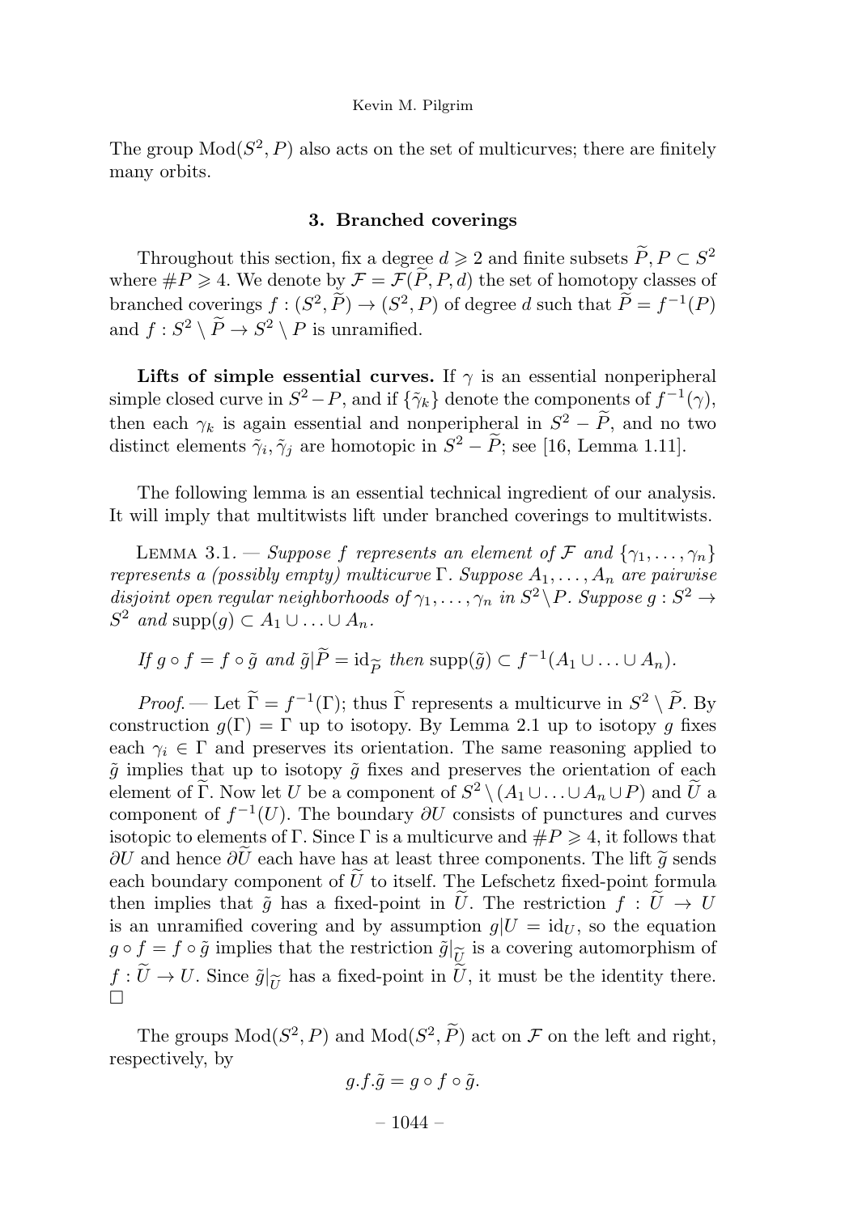The group $\mathrm{Mod}(S^2, P)$ also acts on the set of multicurves; there are finitely many orbits.

## 3. Branched coverings

Throughout this section, fix a degree $d \geqslant 2$ and finite subsets $\widetilde{P}, P \subset S^2$ where $\#P \geqslant 4$. We denote by $\mathcal{F} = \mathcal{F}(\widetilde{P}, P, d)$ the set of homotopy classes of branched coverings $f : (S^2, \widetilde{P}) \to (S^2, P)$ of degree $d$ such that $\widetilde{P} = f^{-1}(P)$ and $f : S^2 \setminus \widetilde{P} \to S^2 \setminus P$ is unramified.

**Lifts of simple essential curves.** If $\gamma$ is an essential nonperipheral simple closed curve in $S^2 - P$, and if $\{\tilde{\gamma}_k\}$ denote the components of $f^{-1}(\gamma)$, then each $\gamma_k$ is again essential and nonperipheral in $S^2 - \widetilde{P}$, and no two distinct elements $\tilde{\gamma}_i, \tilde{\gamma}_j$ are homotopic in $S^2 - \widetilde{P}$; see [16, Lemma 1.11].

The following lemma is an essential technical ingredient of our analysis. It will imply that multitwists lift under branched coverings to multitwists.

Lemma 3.1. — *Suppose $f$ represents an element of $\mathcal{F}$ and $\{\gamma_1, \ldots, \gamma_n\}$ represents a (possibly empty) multicurve $\Gamma$. Suppose $A_1, \ldots, A_n$ are pairwise disjoint open regular neighborhoods of $\gamma_1, \ldots, \gamma_n$ in $S^2 \setminus P$. Suppose $g : S^2 \to S^2$ and $\mathrm{supp}(g) \subset A_1 \cup \ldots \cup A_n$.*

*If $g \circ f = f \circ \tilde{g}$ and $\tilde{g}|\widetilde{P} = \mathrm{id}_{\widetilde{P}}$ then $\mathrm{supp}(\tilde{g}) \subset f^{-1}(A_1 \cup \ldots \cup A_n)$.*

*Proof.* — Let $\widetilde{\Gamma} = f^{-1}(\Gamma)$; thus $\widetilde{\Gamma}$ represents a multicurve in $S^2 \setminus \widetilde{P}$. By construction $g(\Gamma) = \Gamma$ up to isotopy. By Lemma 2.1 up to isotopy $g$ fixes each $\gamma_i \in \Gamma$ and preserves its orientation. The same reasoning applied to $\tilde{g}$ implies that up to isotopy $\tilde{g}$ fixes and preserves the orientation of each element of $\widetilde{\Gamma}$. Now let $U$ be a component of $S^2 \setminus (A_1 \cup \ldots \cup A_n \cup P)$ and $\widetilde{U}$ a component of $f^{-1}(U)$. The boundary $\partial U$ consists of punctures and curves isotopic to elements of $\Gamma$. Since $\Gamma$ is a multicurve and $\#P \geqslant 4$, it follows that $\partial U$ and hence $\partial \widetilde{U}$ each have has at least three components. The lift $\widetilde{g}$ sends each boundary component of $\widetilde{U}$ to itself. The Lefschetz fixed-point formula then implies that $\tilde{g}$ has a fixed-point in $\widetilde{U}$. The restriction $f : \widetilde{U} \to U$ is an unramified covering and by assumption $g|U = \mathrm{id}_U$, so the equation $g \circ f = f \circ \tilde{g}$ implies that the restriction $\tilde{g}|_{\widetilde{U}}$ is a covering automorphism of $f : \widetilde{U} \to U$. Since $\tilde{g}|_{\widetilde{U}}$ has a fixed-point in $\widetilde{U}$, it must be the identity there. □

The groups $\mathrm{Mod}(S^2, P)$ and $\mathrm{Mod}(S^2, \widetilde{P})$ act on $\mathcal{F}$ on the left and right, respectively, by

$$g.f.\tilde{g} = g \circ f \circ \tilde{g}.$$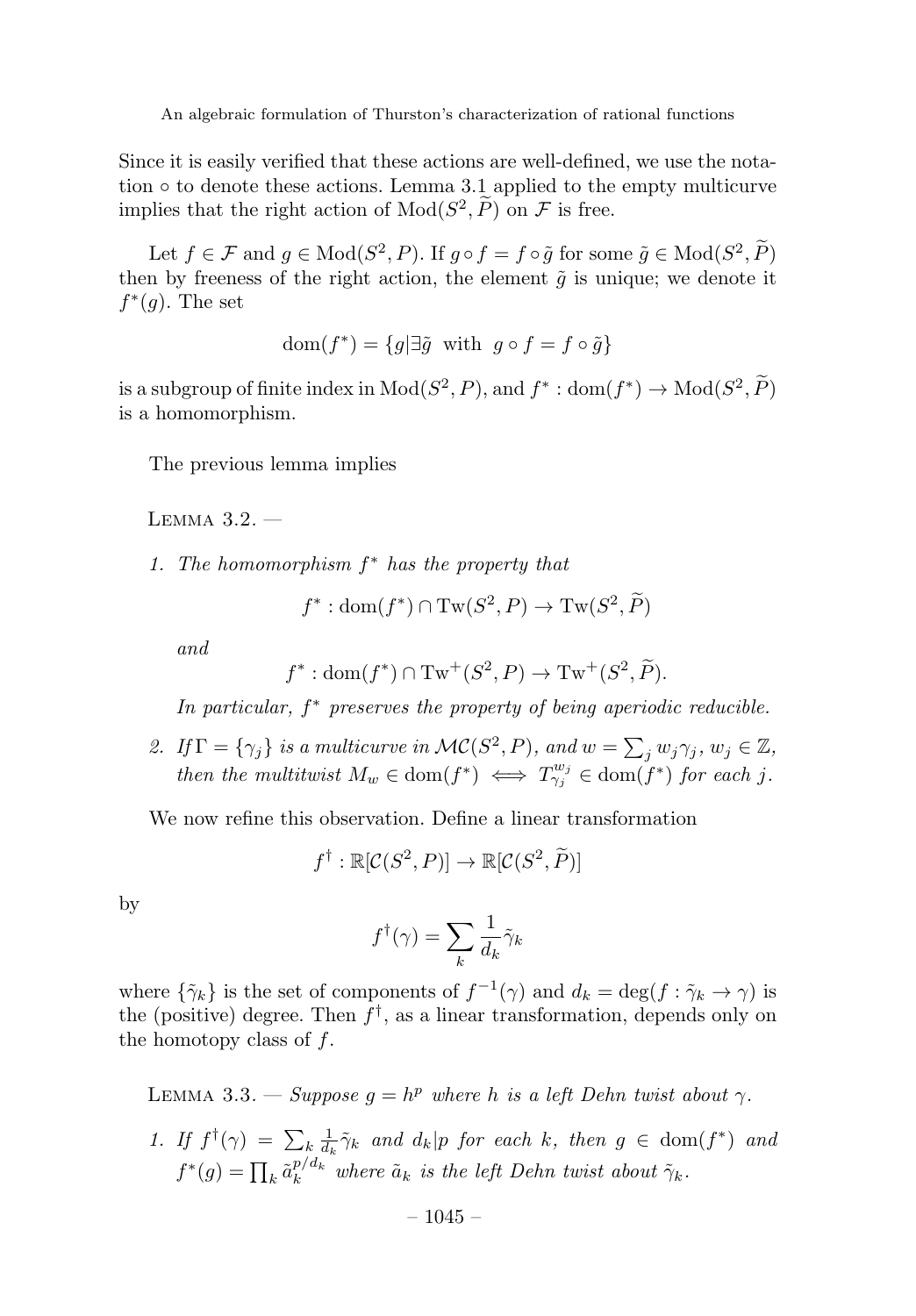Since it is easily verified that these actions are well-defined, we use the notation $\circ$ to denote these actions. Lemma 3.1 applied to the empty multicurve implies that the right action of $\mathrm{Mod}(S^2, \widetilde{P})$ on $\mathcal{F}$ is free.

Let $f \in \mathcal{F}$ and $g \in \mathrm{Mod}(S^2, P)$. If $g \circ f = f \circ \tilde{g}$ for some $\tilde{g} \in \mathrm{Mod}(S^2, \widetilde{P})$ then by freeness of the right action, the element $\tilde{g}$ is unique; we denote it $f^*(g)$. The set

$$\mathrm{dom}(f^*) = \{g | \exists \tilde{g} \ \text{ with } \ g \circ f = f \circ \tilde{g}\}$$

is a subgroup of finite index in $\mathrm{Mod}(S^2, P)$, and $f^* : \mathrm{dom}(f^*) \to \mathrm{Mod}(S^2, \widetilde{P})$ is a homomorphism.

The previous lemma implies

Lemma 3.2. —

1. *The homomorphism $f^*$ has the property that*

$$f^* : \mathrm{dom}(f^*) \cap \mathrm{Tw}(S^2, P) \to \mathrm{Tw}(S^2, \widetilde{P})$$

*and*

$$f^* : \mathrm{dom}(f^*) \cap \mathrm{Tw}^+(S^2, P) \to \mathrm{Tw}^+(S^2, \widetilde{P}).$$

*In particular, $f^*$ preserves the property of being aperiodic reducible.*

2. *If $\Gamma = \{\gamma_j\}$ is a multicurve in $\mathcal{MC}(S^2, P)$, and $w = \sum_j w_j \gamma_j$, $w_j \in \mathbb{Z}$, then the multitwist $M_w \in \mathrm{dom}(f^*) \iff T_{\gamma_j}^{w_j} \in \mathrm{dom}(f^*)$ for each $j$.*

We now refine this observation. Define a linear transformation

$$f^\dagger : \mathbb{R}[\mathcal{C}(S^2, P)] \to \mathbb{R}[\mathcal{C}(S^2, \widetilde{P})]$$

by

$$f^\dagger(\gamma) = \sum_k \frac{1}{d_k} \tilde{\gamma}_k$$

where $\{\tilde{\gamma}_k\}$ is the set of components of $f^{-1}(\gamma)$ and $d_k = \deg(f : \tilde{\gamma}_k \to \gamma)$ is the (positive) degree. Then $f^\dagger$, as a linear transformation, depends only on the homotopy class of $f$.

Lemma 3.3. — *Suppose $g = h^p$ where $h$ is a left Dehn twist about $\gamma$.*

1. *If $f^\dagger(\gamma) = \sum_k \frac{1}{d_k} \tilde{\gamma}_k$ and $d_k | p$ for each $k$, then $g \in \mathrm{dom}(f^*)$ and $f^*(g) = \prod_k \tilde{a}_k^{p/d_k}$ where $\tilde{a}_k$ is the left Dehn twist about $\tilde{\gamma}_k$.*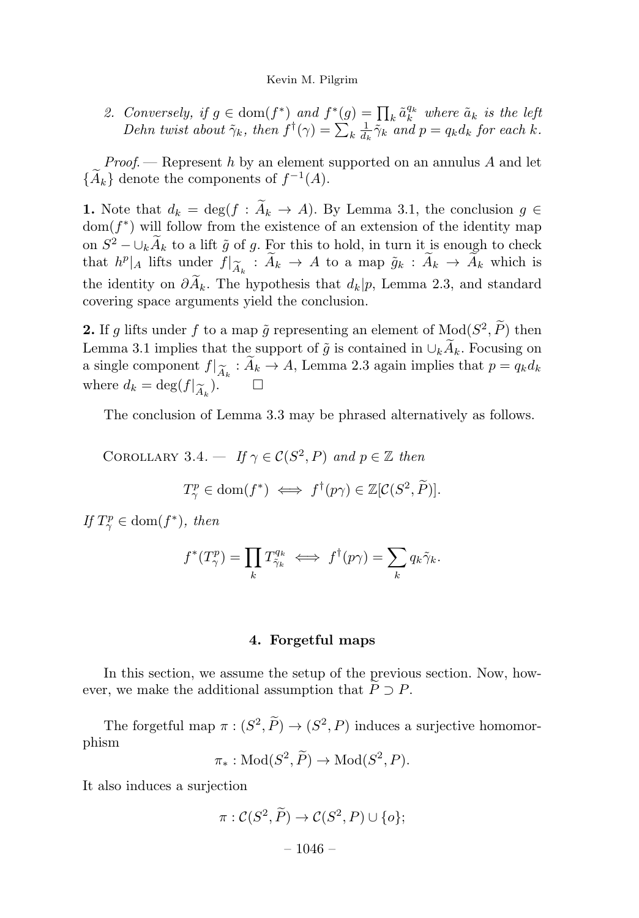2. *Conversely, if $g \in \mathrm{dom}(f^*)$ and $f^*(g) = \prod_k \tilde{a}_k^{q_k}$ where $\tilde{a}_k$ is the left Dehn twist about $\tilde{\gamma}_k$, then $f^\dagger(\gamma) = \sum_k \frac{1}{d_k}\tilde{\gamma}_k$ and $p = q_k d_k$ for each $k$.*

*Proof*. — Represent $h$ by an element supported on an annulus $A$ and let $\{\widetilde{A}_k\}$ denote the components of $f^{-1}(A)$.

**1.** Note that $d_k = \deg(f : \widetilde{A}_k \to A)$. By Lemma 3.1, the conclusion $g \in \mathrm{dom}(f^*)$ will follow from the existence of an extension of the identity map on $S^2 - \cup_k \widetilde{A}_k$ to a lift $\tilde{g}$ of $g$. For this to hold, in turn it is enough to check that $h^p|_A$ lifts under $f|_{\widetilde{A}_k} : \widetilde{A}_k \to A$ to a map $\tilde{g}_k : \widetilde{A}_k \to \widetilde{A}_k$ which is the identity on $\partial \widetilde{A}_k$. The hypothesis that $d_k | p$, Lemma 2.3, and standard covering space arguments yield the conclusion.

**2.** If $g$ lifts under $f$ to a map $\tilde{g}$ representing an element of $\mathrm{Mod}(S^2, \widetilde{P})$ then Lemma 3.1 implies that the support of $\tilde{g}$ is contained in $\cup_k \widetilde{A}_k$. Focusing on a single component $f|_{\widetilde{A}_k} : \widetilde{A}_k \to A$, Lemma 2.3 again implies that $p = q_k d_k$ where $d_k = \deg(f|_{\widetilde{A}_k})$. $\square$

The conclusion of Lemma 3.3 may be phrased alternatively as follows.

Corollary 3.4. — *If $\gamma \in \mathcal{C}(S^2, P)$ and $p \in \mathbb{Z}$ then*

$$T_\gamma^p \in \mathrm{dom}(f^*) \iff f^\dagger(p\gamma) \in \mathbb{Z}[\mathcal{C}(S^2, \widetilde{P})].$$

*If $T_\gamma^p \in \mathrm{dom}(f^*)$, then*

$$f^*(T_\gamma^p) = \prod_k T_{\tilde{\gamma}_k}^{q_k} \iff f^\dagger(p\gamma) = \sum_k q_k \tilde{\gamma}_k.$$

## 4. Forgetful maps

In this section, we assume the setup of the previous section. Now, however, we make the additional assumption that $\widetilde{P} \supset P$.

The forgetful map $\pi : (S^2, \widetilde{P}) \to (S^2, P)$ induces a surjective homomorphism

$$\pi_* : \mathrm{Mod}(S^2, \widetilde{P}) \to \mathrm{Mod}(S^2, P).$$

It also induces a surjection

$$\pi : \mathcal{C}(S^2, \widetilde{P}) \to \mathcal{C}(S^2, P) \cup \{o\};$$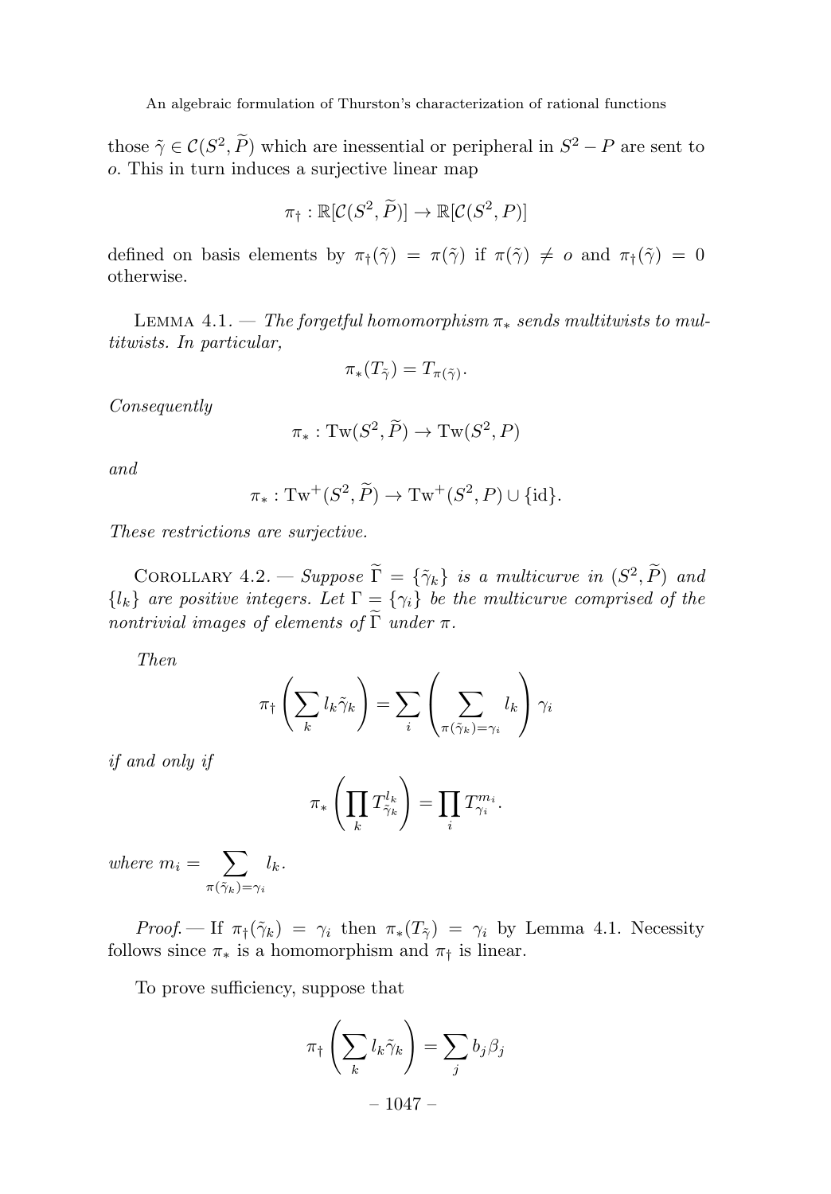those $\tilde{\gamma} \in \mathcal{C}(S^2, \widetilde{P})$ which are inessential or peripheral in $S^2 - P$ are sent to $o$. This in turn induces a surjective linear map

$$\pi_\dagger : \mathbb{R}[\mathcal{C}(S^2, \widetilde{P})] \to \mathbb{R}[\mathcal{C}(S^2, P)]$$

defined on basis elements by $\pi_\dagger(\tilde{\gamma}) = \pi(\tilde{\gamma})$ if $\pi(\tilde{\gamma}) \neq o$ and $\pi_\dagger(\tilde{\gamma}) = 0$ otherwise.

Lemma 4.1. — *The forgetful homomorphism $\pi_*$ sends multitwists to multitwists. In particular,*

$$\pi_*(T_{\tilde{\gamma}}) = T_{\pi(\tilde{\gamma})}.$$

*Consequently*

$$\pi_* : \mathrm{Tw}(S^2, \widetilde{P}) \to \mathrm{Tw}(S^2, P)$$

*and*

$$\pi_* : \mathrm{Tw}^+(S^2, \widetilde{P}) \to \mathrm{Tw}^+(S^2, P) \cup \{\mathrm{id}\}.$$

*These restrictions are surjective.*

Corollary 4.2. — *Suppose $\widetilde{\Gamma} = \{\tilde{\gamma}_k\}$ is a multicurve in $(S^2, \widetilde{P})$ and $\{l_k\}$ are positive integers. Let $\Gamma = \{\gamma_i\}$ be the multicurve comprised of the nontrivial images of elements of $\widetilde{\Gamma}$ under $\pi$.*

*Then*

$$\pi_\dagger\left(\sum_k l_k \tilde{\gamma}_k\right) = \sum_i \left(\sum_{\pi(\tilde{\gamma}_k)=\gamma_i} l_k\right) \gamma_i$$

*if and only if*

$$\pi_*\left(\prod_k T_{\tilde{\gamma}_k}^{l_k}\right) = \prod_i T_{\gamma_i}^{m_i}.$$

*where* $m_i = \displaystyle\sum_{\pi(\tilde{\gamma}_k)=\gamma_i} l_k$.

*Proof.* — If $\pi_\dagger(\tilde{\gamma}_k) = \gamma_i$ then $\pi_*(T_{\tilde{\gamma}}) = \gamma_i$ by Lemma 4.1. Necessity follows since $\pi_*$ is a homomorphism and $\pi_\dagger$ is linear.

To prove sufficiency, suppose that

$$\pi_\dagger\left(\sum_k l_k \tilde{\gamma}_k\right) = \sum_j b_j \beta_j$$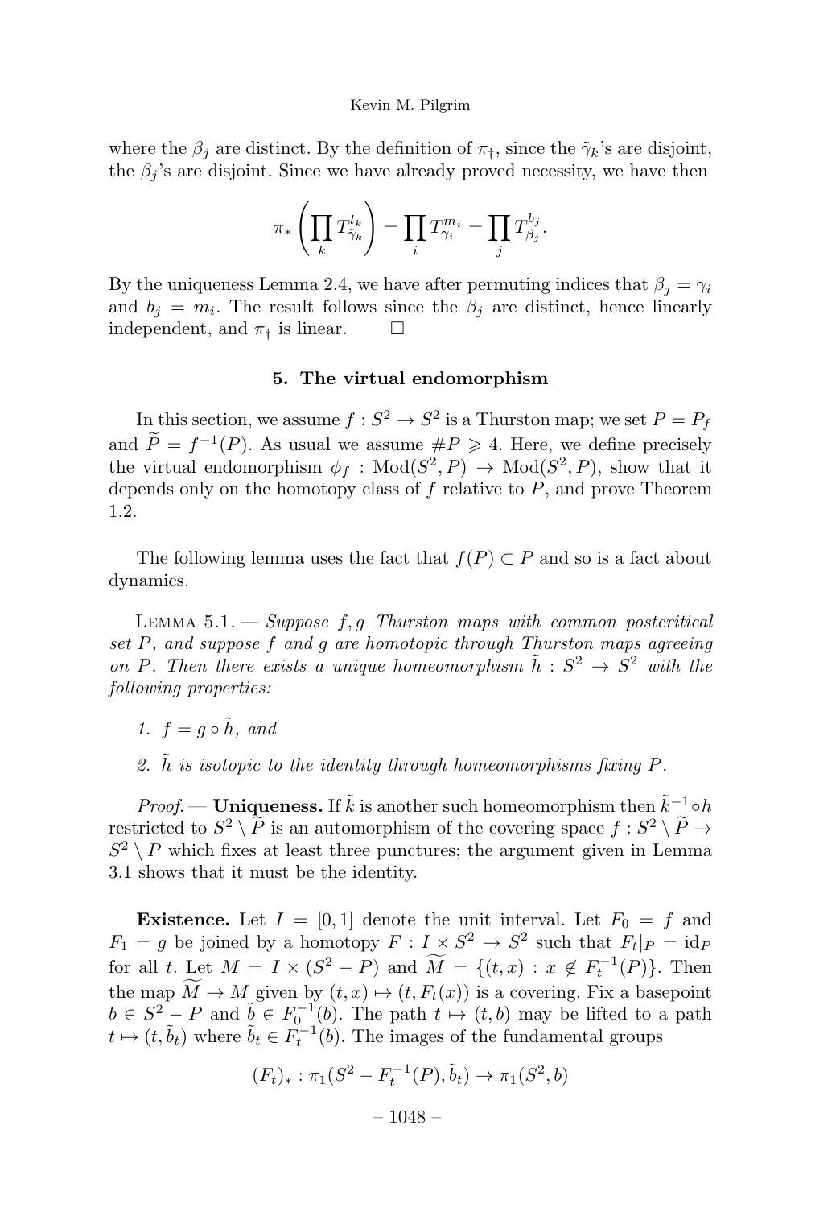where the $\beta_j$ are distinct. By the definition of $\pi_\dagger$, since the $\tilde{\gamma}_k$'s are disjoint, the $\beta_j$'s are disjoint. Since we have already proved necessity, we have then

$$\pi_* \left( \prod_k T_{\tilde{\gamma}_k}^{l_k} \right) = \prod_i T_{\gamma_i}^{m_i} = \prod_j T_{\beta_j}^{b_j}.$$

By the uniqueness Lemma 2.4, we have after permuting indices that $\beta_j = \gamma_i$ and $b_j = m_i$. The result follows since the $\beta_j$ are distinct, hence linearly independent, and $\pi_\dagger$ is linear. □

## 5. The virtual endomorphism

In this section, we assume $f : S^2 \to S^2$ is a Thurston map; we set $P = P_f$ and $\widetilde{P} = f^{-1}(P)$. As usual we assume $\#P \geqslant 4$. Here, we define precisely the virtual endomorphism $\phi_f : \mathrm{Mod}(S^2, P) \to \mathrm{Mod}(S^2, P)$, show that it depends only on the homotopy class of $f$ relative to $P$, and prove Theorem 1.2.

The following lemma uses the fact that $f(P) \subset P$ and so is a fact about dynamics.

Lemma 5.1. — *Suppose $f, g$ Thurston maps with common postcritical set $P$, and suppose $f$ and $g$ are homotopic through Thurston maps agreeing on $P$. Then there exists a unique homeomorphism $\tilde{h} : S^2 \to S^2$ with the following properties:*

1. *$f = g \circ \tilde{h}$, and*
2. *$\tilde{h}$ is isotopic to the identity through homeomorphisms fixing $P$.*

*Proof.* — **Uniqueness.** If $\tilde{k}$ is another such homeomorphism then $\tilde{k}^{-1} \circ h$ restricted to $S^2 \setminus \widetilde{P}$ is an automorphism of the covering space $f : S^2 \setminus \widetilde{P} \to S^2 \setminus P$ which fixes at least three punctures; the argument given in Lemma 3.1 shows that it must be the identity.

**Existence.** Let $I = [0, 1]$ denote the unit interval. Let $F_0 = f$ and $F_1 = g$ be joined by a homotopy $F : I \times S^2 \to S^2$ such that $F_t|_P = \mathrm{id}_P$ for all $t$. Let $M = I \times (S^2 - P)$ and $\widetilde{M} = \{(t, x) : x \notin F_t^{-1}(P)\}$. Then the map $\widetilde{M} \to M$ given by $(t, x) \mapsto (t, F_t(x))$ is a covering. Fix a basepoint $b \in S^2 - P$ and $\tilde{b} \in F_0^{-1}(b)$. The path $t \mapsto (t, b)$ may be lifted to a path $t \mapsto (t, \tilde{b}_t)$ where $\tilde{b}_t \in F_t^{-1}(b)$. The images of the fundamental groups

$$(F_t)_* : \pi_1(S^2 - F_t^{-1}(P), \tilde{b}_t) \to \pi_1(S^2, b)$$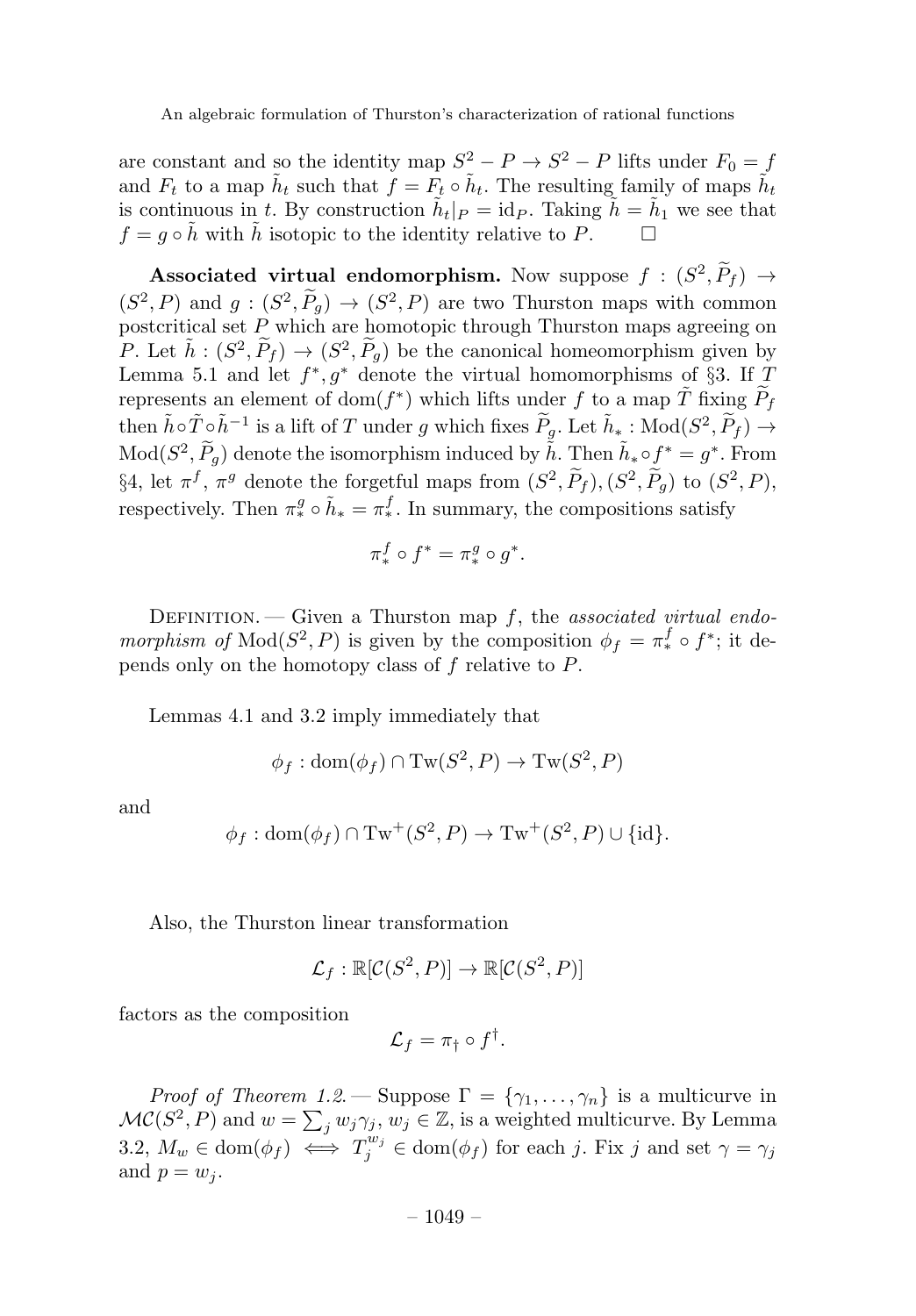are constant and so the identity map $S^2 - P \to S^2 - P$ lifts under $F_0 = f$ and $F_t$ to a map $\tilde{h}_t$ such that $f = F_t \circ \tilde{h}_t$. The resulting family of maps $\tilde{h}_t$ is continuous in $t$. By construction $\tilde{h}_t|_P = \mathrm{id}_P$. Taking $\tilde{h} = \tilde{h}_1$ we see that $f = g \circ \tilde{h}$ with $\tilde{h}$ isotopic to the identity relative to $P$. $\square$

**Associated virtual endomorphism.** Now suppose $f : (S^2, \widetilde{P}_f) \to (S^2, P)$ and $g : (S^2, \widetilde{P}_g) \to (S^2, P)$ are two Thurston maps with common postcritical set $P$ which are homotopic through Thurston maps agreeing on $P$. Let $\tilde{h} : (S^2, \widetilde{P}_f) \to (S^2, \widetilde{P}_g)$ be the canonical homeomorphism given by Lemma 5.1 and let $f^*, g^*$ denote the virtual homomorphisms of §3. If $T$ represents an element of $\mathrm{dom}(f^*)$ which lifts under $f$ to a map $\tilde{T}$ fixing $\widetilde{P}_f$ then $\tilde{h} \circ \tilde{T} \circ \tilde{h}^{-1}$ is a lift of $T$ under $g$ which fixes $\widetilde{P}_g$. Let $\tilde{h}_* : \mathrm{Mod}(S^2, \widetilde{P}_f) \to \mathrm{Mod}(S^2, \widetilde{P}_g)$ denote the isomorphism induced by $\tilde{h}$. Then $\tilde{h}_* \circ f^* = g^*$. From §4, let $\pi^f$, $\pi^g$ denote the forgetful maps from $(S^2, \widetilde{P}_f), (S^2, \widetilde{P}_g)$ to $(S^2, P)$, respectively. Then $\pi^g_* \circ \tilde{h}_* = \pi^f_*$. In summary, the compositions satisfy

$$\pi^f_* \circ f^* = \pi^g_* \circ g^*.$$

Definition. — Given a Thurston map $f$, the *associated virtual endomorphism of* $\mathrm{Mod}(S^2, P)$ is given by the composition $\phi_f = \pi^f_* \circ f^*$; it depends only on the homotopy class of $f$ relative to $P$.

Lemmas 4.1 and 3.2 imply immediately that

$$\phi_f : \mathrm{dom}(\phi_f) \cap \mathrm{Tw}(S^2, P) \to \mathrm{Tw}(S^2, P)$$

and

$$\phi_f : \mathrm{dom}(\phi_f) \cap \mathrm{Tw}^+(S^2, P) \to \mathrm{Tw}^+(S^2, P) \cup \{\mathrm{id}\}.$$

Also, the Thurston linear transformation

$$\mathcal{L}_f : \mathbb{R}[\mathcal{C}(S^2, P)] \to \mathbb{R}[\mathcal{C}(S^2, P)]$$

factors as the composition

$$\mathcal{L}_f = \pi_\dagger \circ f^\dagger.$$

*Proof of Theorem 1.2.* — Suppose $\Gamma = \{\gamma_1, \ldots, \gamma_n\}$ is a multicurve in $\mathcal{MC}(S^2, P)$ and $w = \sum_j w_j \gamma_j$, $w_j \in \mathbb{Z}$, is a weighted multicurve. By Lemma 3.2, $M_w \in \mathrm{dom}(\phi_f) \iff T_j^{w_j} \in \mathrm{dom}(\phi_f)$ for each $j$. Fix $j$ and set $\gamma = \gamma_j$ and $p = w_j$.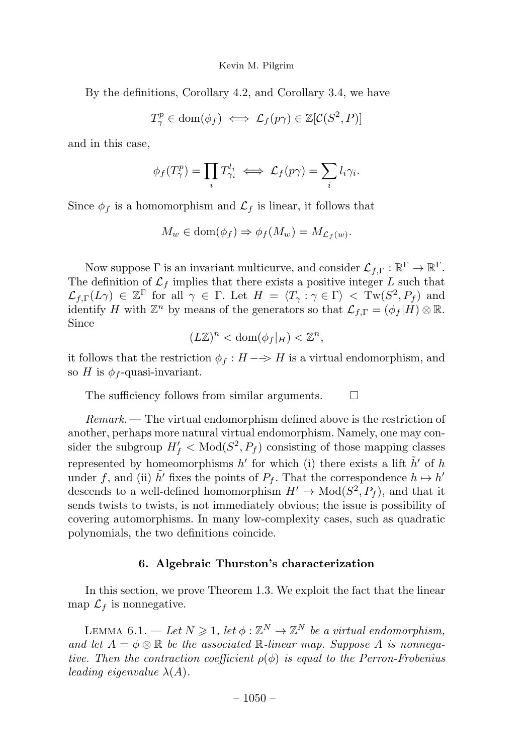By the definitions, Corollary 4.2, and Corollary 3.4, we have

$$T_\gamma^p \in \mathrm{dom}(\phi_f) \iff \mathcal{L}_f(p\gamma) \in \mathbb{Z}[\mathcal{C}(S^2, P)]$$

and in this case,

$$\phi_f(T_\gamma^p) = \prod_i T_{\gamma_i}^{l_i} \iff \mathcal{L}_f(p\gamma) = \sum_i l_i \gamma_i.$$

Since $\phi_f$ is a homomorphism and $\mathcal{L}_f$ is linear, it follows that

$$M_w \in \mathrm{dom}(\phi_f) \Rightarrow \phi_f(M_w) = M_{\mathcal{L}_f(w)}.$$

Now suppose $\Gamma$ is an invariant multicurve, and consider $\mathcal{L}_{f,\Gamma} : \mathbb{R}^\Gamma \to \mathbb{R}^\Gamma$. The definition of $\mathcal{L}_f$ implies that there exists a positive integer $L$ such that $\mathcal{L}_{f,\Gamma}(L\gamma) \in \mathbb{Z}^\Gamma$ for all $\gamma \in \Gamma$. Let $H = \langle T_\gamma : \gamma \in \Gamma \rangle < \mathrm{Tw}(S^2, P_f)$ and identify $H$ with $\mathbb{Z}^n$ by means of the generators so that $\mathcal{L}_{f,\Gamma} = (\phi_f|H) \otimes \mathbb{R}$. Since

$$(L\mathbb{Z})^n < \mathrm{dom}(\phi_f|_H) < \mathbb{Z}^n,$$

it follows that the restriction $\phi_f : H \dashrightarrow H$ is a virtual endomorphism, and so $H$ is $\phi_f$-quasi-invariant.

The sufficiency follows from similar arguments. $\square$

*Remark.* — The virtual endomorphism defined above is the restriction of another, perhaps more natural virtual endomorphism. Namely, one may consider the subgroup $H'_f < \mathrm{Mod}(S^2, P_f)$ consisting of those mapping classes represented by homeomorphisms $h'$ for which (i) there exists a lift $\tilde{h}'$ of $h$ under $f$, and (ii) $\tilde{h}'$ fixes the points of $P_f$. That the correspondence $h \mapsto h'$ descends to a well-defined homomorphism $H' \to \mathrm{Mod}(S^2, P_f)$, and that it sends twists to twists, is not immediately obvious; the issue is possibility of covering automorphisms. In many low-complexity cases, such as quadratic polynomials, the two definitions coincide.

## 6. Algebraic Thurston's characterization

In this section, we prove Theorem 1.3. We exploit the fact that the linear map $\mathcal{L}_f$ is nonnegative.

LEMMA 6.1. — *Let $N \geqslant 1$, let $\phi : \mathbb{Z}^N \to \mathbb{Z}^N$ be a virtual endomorphism, and let $A = \phi \otimes \mathbb{R}$ be the associated $\mathbb{R}$-linear map. Suppose $A$ is nonnegative. Then the contraction coefficient $\rho(\phi)$ is equal to the Perron-Frobenius leading eigenvalue $\lambda(A)$.*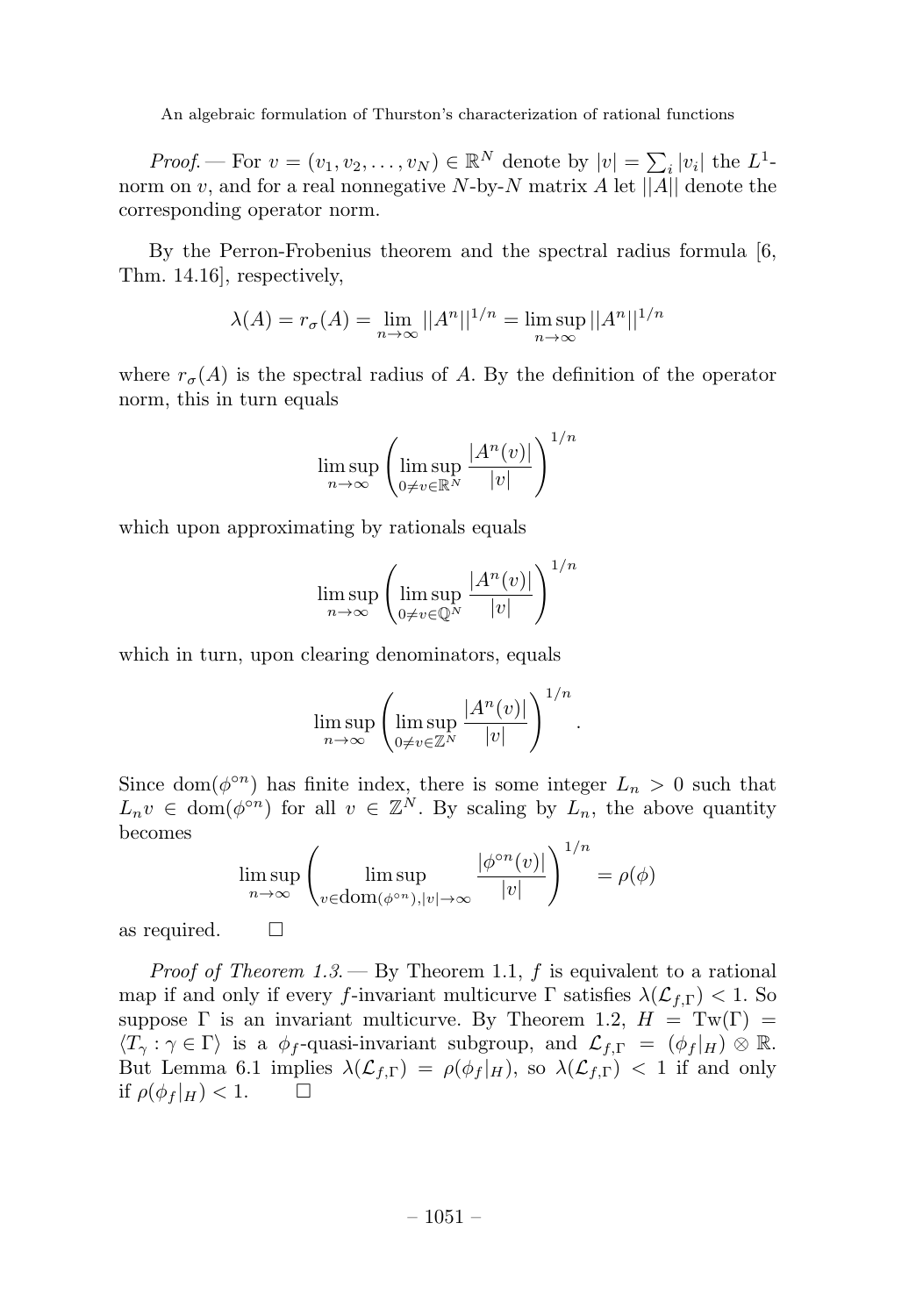*Proof.* — For $v = (v_1, v_2, \ldots, v_N) \in \mathbb{R}^N$ denote by $|v| = \sum_i |v_i|$ the $L^1$-norm on $v$, and for a real nonnegative $N$-by-$N$ matrix $A$ let $||A||$ denote the corresponding operator norm.

By the Perron-Frobenius theorem and the spectral radius formula [6, Thm. 14.16], respectively,

$$\lambda(A) = r_\sigma(A) = \lim_{n\to\infty} ||A^n||^{1/n} = \limsup_{n\to\infty} ||A^n||^{1/n}$$

where $r_\sigma(A)$ is the spectral radius of $A$. By the definition of the operator norm, this in turn equals

$$\limsup_{n\to\infty} \left( \limsup_{0\neq v\in\mathbb{R}^N} \frac{|A^n(v)|}{|v|} \right)^{1/n}$$

which upon approximating by rationals equals

$$\limsup_{n\to\infty} \left( \limsup_{0\neq v\in\mathbb{Q}^N} \frac{|A^n(v)|}{|v|} \right)^{1/n}$$

which in turn, upon clearing denominators, equals

$$\limsup_{n\to\infty} \left( \limsup_{0\neq v\in\mathbb{Z}^N} \frac{|A^n(v)|}{|v|} \right)^{1/n}.$$

Since $\mathrm{dom}(\phi^{\circ n})$ has finite index, there is some integer $L_n > 0$ such that $L_n v \in \mathrm{dom}(\phi^{\circ n})$ for all $v \in \mathbb{Z}^N$. By scaling by $L_n$, the above quantity becomes

$$\limsup_{n\to\infty} \left( \limsup_{v\in\mathrm{dom}(\phi^{\circ n}), |v|\to\infty} \frac{|\phi^{\circ n}(v)|}{|v|} \right)^{1/n} = \rho(\phi)$$

as required. $\square$

*Proof of Theorem 1.3.* — By Theorem 1.1, $f$ is equivalent to a rational map if and only if every $f$-invariant multicurve $\Gamma$ satisfies $\lambda(\mathcal{L}_{f,\Gamma}) < 1$. So suppose $\Gamma$ is an invariant multicurve. By Theorem 1.2, $H = \mathrm{Tw}(\Gamma) = \langle T_\gamma : \gamma \in \Gamma \rangle$ is a $\phi_f$-quasi-invariant subgroup, and $\mathcal{L}_{f,\Gamma} = (\phi_f|_H) \otimes \mathbb{R}$. But Lemma 6.1 implies $\lambda(\mathcal{L}_{f,\Gamma}) = \rho(\phi_f|_H)$, so $\lambda(\mathcal{L}_{f,\Gamma}) < 1$ if and only if $\rho(\phi_f|_H) < 1$. $\square$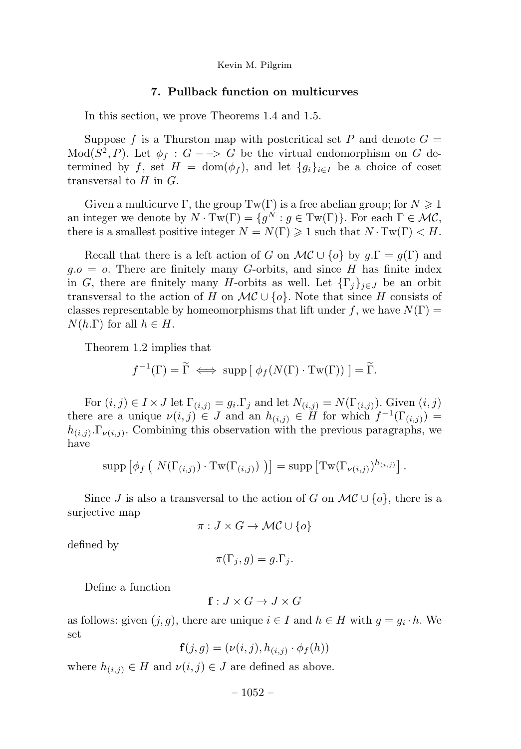## 7. Pullback function on multicurves

In this section, we prove Theorems 1.4 and 1.5.

Suppose $f$ is a Thurston map with postcritical set $P$ and denote $G = \mathrm{Mod}(S^2, P)$. Let $\phi_f : G \dashrightarrow G$ be the virtual endomorphism on $G$ determined by $f$, set $H = \mathrm{dom}(\phi_f)$, and let $\{g_i\}_{i \in I}$ be a choice of coset transversal to $H$ in $G$.

Given a multicurve $\Gamma$, the group $\mathrm{Tw}(\Gamma)$ is a free abelian group; for $N \geqslant 1$ an integer we denote by $N \cdot \mathrm{Tw}(\Gamma) = \{g^N : g \in \mathrm{Tw}(\Gamma)\}$. For each $\Gamma \in \mathcal{MC}$, there is a smallest positive integer $N = N(\Gamma) \geqslant 1$ such that $N \cdot \mathrm{Tw}(\Gamma) < H$.

Recall that there is a left action of $G$ on $\mathcal{MC} \cup \{o\}$ by $g.\Gamma = g(\Gamma)$ and $g.o = o$. There are finitely many $G$-orbits, and since $H$ has finite index in $G$, there are finitely many $H$-orbits as well. Let $\{\Gamma_j\}_{j \in J}$ be an orbit transversal to the action of $H$ on $\mathcal{MC} \cup \{o\}$. Note that since $H$ consists of classes representable by homeomorphisms that lift under $f$, we have $N(\Gamma) = N(h.\Gamma)$ for all $h \in H$.

Theorem 1.2 implies that

$$f^{-1}(\Gamma) = \widetilde{\Gamma} \iff \mathrm{supp}\,[\ \phi_f(N(\Gamma) \cdot \mathrm{Tw}(\Gamma))\ ] = \widetilde{\Gamma}.$$

For $(i,j) \in I \times J$ let $\Gamma_{(i,j)} = g_i.\Gamma_j$ and let $N_{(i,j)} = N(\Gamma_{(i,j)})$. Given $(i,j)$ there are a unique $\nu(i,j) \in J$ and an $h_{(i,j)} \in H$ for which $f^{-1}(\Gamma_{(i,j)}) = h_{(i,j)}.\Gamma_{\nu(i,j)}$. Combining this observation with the previous paragraphs, we have

$$\mathrm{supp}\left[\phi_f\left(\ N(\Gamma_{(i,j)}) \cdot \mathrm{Tw}(\Gamma_{(i,j)})\ \right)\right] = \mathrm{supp}\left[\mathrm{Tw}(\Gamma_{\nu(i,j)})^{h_{(i,j)}}\right].$$

Since $J$ is also a transversal to the action of $G$ on $\mathcal{MC} \cup \{o\}$, there is a surjective map

$$\pi : J \times G \to \mathcal{MC} \cup \{o\}$$

defined by

$$\pi(\Gamma_j, g) = g.\Gamma_j.$$

Define a function

$$\mathbf{f} : J \times G \to J \times G$$

as follows: given $(j,g)$, there are unique $i \in I$ and $h \in H$ with $g = g_i \cdot h$. We set

$$\mathbf{f}(j,g) = (\nu(i,j), h_{(i,j)} \cdot \phi_f(h))$$

where $h_{(i,j)} \in H$ and $\nu(i,j) \in J$ are defined as above.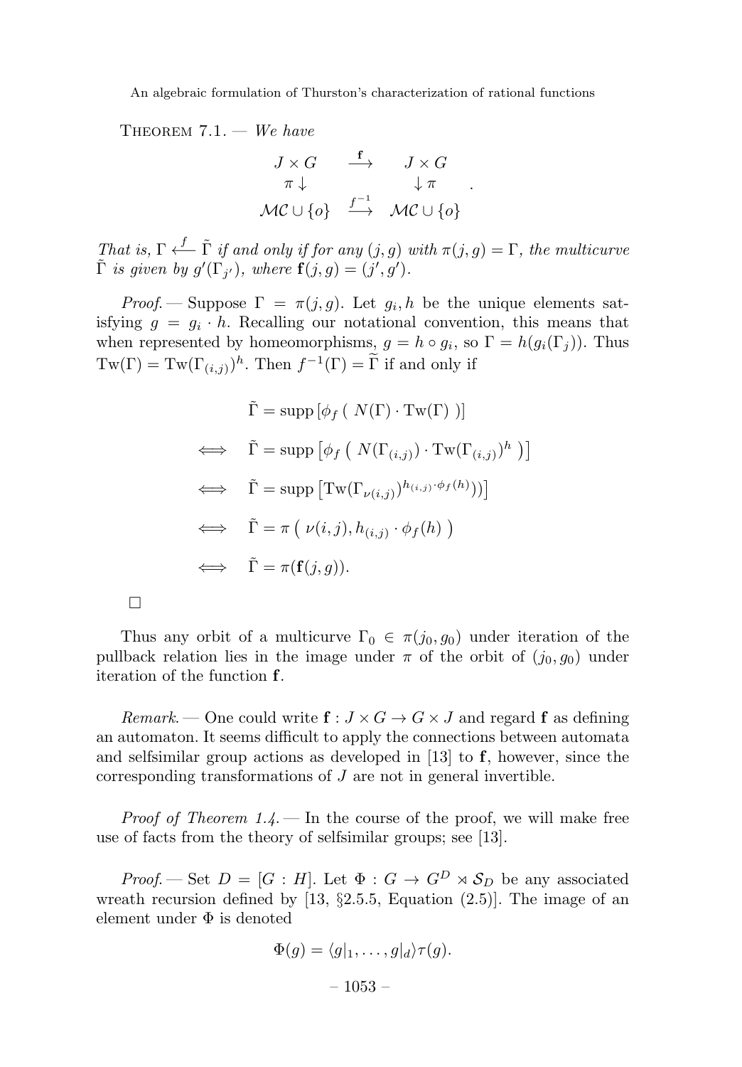THEOREM 7.1. — *We have*

$$\begin{array}{ccc} J \times G & \xrightarrow{\mathbf{f}} & J \times G \\ \pi \downarrow & & \downarrow \pi \\ \mathcal{MC} \cup \{o\} & \xrightarrow{f^{-1}} & \mathcal{MC} \cup \{o\} \end{array}.$$

*That is,* $\Gamma \xleftarrow{f} \tilde{\Gamma}$ *if and only if for any* $(j,g)$ *with* $\pi(j,g) = \Gamma$*, the multicurve* $\tilde{\Gamma}$ *is given by* $g'(\Gamma_{j'})$*, where* $\mathbf{f}(j,g) = (j',g')$*.*

*Proof.* — Suppose $\Gamma = \pi(j,g)$. Let $g_i, h$ be the unique elements satisfying $g = g_i \cdot h$. Recalling our notational convention, this means that when represented by homeomorphisms, $g = h \circ g_i$, so $\Gamma = h(g_i(\Gamma_j))$. Thus $\mathrm{Tw}(\Gamma) = \mathrm{Tw}(\Gamma_{(i,j)})^h$. Then $f^{-1}(\Gamma) = \widetilde{\Gamma}$ if and only if

$$\begin{aligned}
& \tilde{\Gamma} = \operatorname{supp}\left[\phi_f\left( N(\Gamma) \cdot \mathrm{Tw}(\Gamma) \right)\right] \\
\iff \quad & \tilde{\Gamma} = \operatorname{supp}\left[\phi_f\left( N(\Gamma_{(i,j)}) \cdot \mathrm{Tw}(\Gamma_{(i,j)})^h \right)\right] \\
\iff \quad & \tilde{\Gamma} = \operatorname{supp}\left[\mathrm{Tw}(\Gamma_{\nu(i,j)})^{h_{(i,j)} \cdot \phi_f(h)})\right] \\
\iff \quad & \tilde{\Gamma} = \pi\left( \nu(i,j), h_{(i,j)} \cdot \phi_f(h) \right) \\
\iff \quad & \tilde{\Gamma} = \pi(\mathbf{f}(j,g)).
\end{aligned}$$

□

Thus any orbit of a multicurve $\Gamma_0 \in \pi(j_0, g_0)$ under iteration of the pullback relation lies in the image under $\pi$ of the orbit of $(j_0, g_0)$ under iteration of the function $\mathbf{f}$.

*Remark.* — One could write $\mathbf{f} : J \times G \to G \times J$ and regard $\mathbf{f}$ as defining an automaton. It seems difficult to apply the connections between automata and selfsimilar group actions as developed in [13] to $\mathbf{f}$, however, since the corresponding transformations of $J$ are not in general invertible.

*Proof of Theorem 1.4.* — In the course of the proof, we will make free use of facts from the theory of selfsimilar groups; see [13].

*Proof.* — Set $D = [G : H]$. Let $\Phi : G \to G^D \rtimes \mathcal{S}_D$ be any associated wreath recursion defined by [13, §2.5.5, Equation (2.5)]. The image of an element under $\Phi$ is denoted

$$\Phi(g) = \langle g|_1, \ldots, g|_d \rangle \tau(g).$$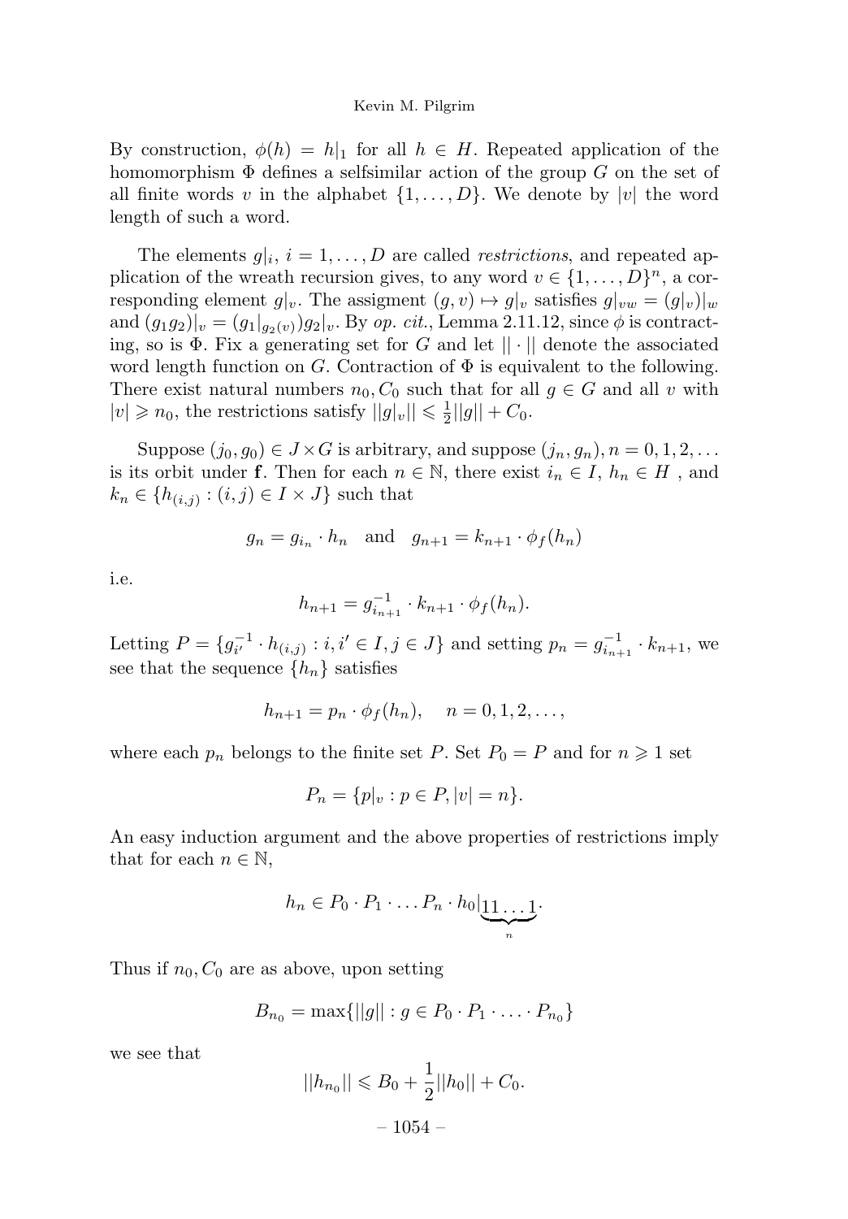By construction, $\phi(h) = h|_1$ for all $h \in H$. Repeated application of the homomorphism $\Phi$ defines a selfsimilar action of the group $G$ on the set of all finite words $v$ in the alphabet $\{1, \dots, D\}$. We denote by $|v|$ the word length of such a word.

The elements $g|_i$, $i = 1, \dots, D$ are called *restrictions*, and repeated application of the wreath recursion gives, to any word $v \in \{1, \dots, D\}^n$, a corresponding element $g|_v$. The assigment $(g, v) \mapsto g|_v$ satisfies $g|_{vw} = (g|_v)|_w$ and $(g_1 g_2)|_v = (g_1|_{g_2(v)}) g_2|_v$. By *op. cit.*, Lemma 2.11.12, since $\phi$ is contracting, so is $\Phi$. Fix a generating set for $G$ and let $||\cdot||$ denote the associated word length function on $G$. Contraction of $\Phi$ is equivalent to the following. There exist natural numbers $n_0, C_0$ such that for all $g \in G$ and all $v$ with $|v| \geqslant n_0$, the restrictions satisfy $||g|_v|| \leqslant \frac{1}{2}||g|| + C_0$.

Suppose $(j_0, g_0) \in J \times G$ is arbitrary, and suppose $(j_n, g_n), n = 0, 1, 2, \dots$ is its orbit under $\mathbf{f}$. Then for each $n \in \mathbb{N}$, there exist $i_n \in I$, $h_n \in H$ , and $k_n \in \{h_{(i,j)} : (i,j) \in I \times J\}$ such that

$$g_n = g_{i_n} \cdot h_n \quad \text{and} \quad g_{n+1} = k_{n+1} \cdot \phi_f(h_n)$$

i.e.

$$h_{n+1} = g_{i_{n+1}}^{-1} \cdot k_{n+1} \cdot \phi_f(h_n).$$

Letting $P = \{g_{i'}^{-1} \cdot h_{(i,j)} : i, i' \in I, j \in J\}$ and setting $p_n = g_{i_{n+1}}^{-1} \cdot k_{n+1}$, we see that the sequence $\{h_n\}$ satisfies

$$h_{n+1} = p_n \cdot \phi_f(h_n), \quad n = 0, 1, 2, \dots,$$

where each $p_n$ belongs to the finite set $P$. Set $P_0 = P$ and for $n \geqslant 1$ set

$$P_n = \{p|_v : p \in P, |v| = n\}.$$

An easy induction argument and the above properties of restrictions imply that for each $n \in \mathbb{N}$,

$$h_n \in P_0 \cdot P_1 \cdot \ldots P_n \cdot h_0|_{\underbrace{11\ldots1}_{n}}.$$

Thus if $n_0, C_0$ are as above, upon setting

$$B_{n_0} = \max\{||g|| : g \in P_0 \cdot P_1 \cdot \ldots \cdot P_{n_0}\}$$

we see that

$$||h_{n_0}|| \leqslant B_0 + \frac{1}{2}||h_0|| + C_0.$$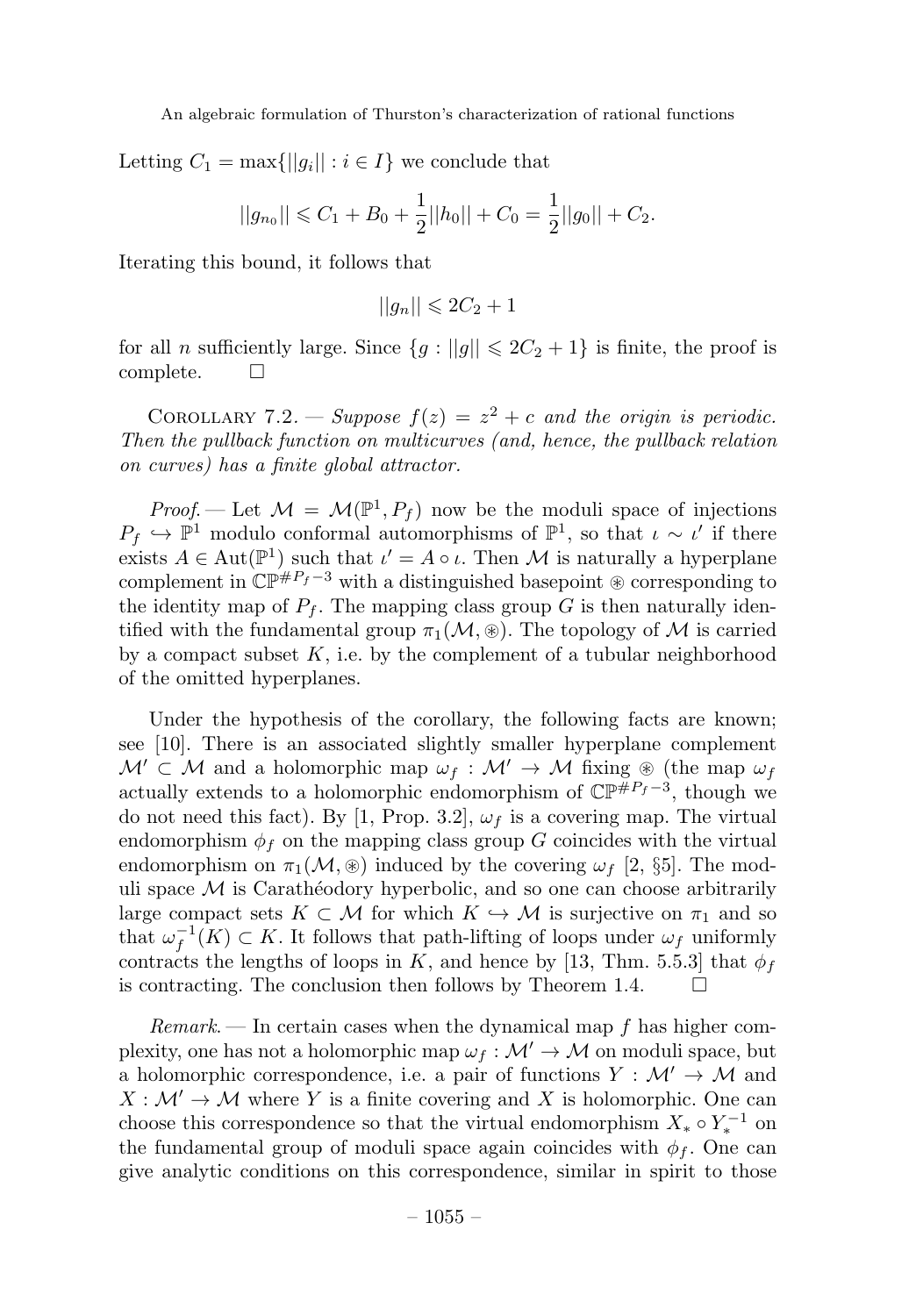Letting $C_1 = \max\{||g_i|| : i \in I\}$ we conclude that

$$||g_{n_0}|| \leqslant C_1 + B_0 + \frac{1}{2}||h_0|| + C_0 = \frac{1}{2}||g_0|| + C_2.$$

Iterating this bound, it follows that

$$||g_n|| \leqslant 2C_2 + 1$$

for all $n$ sufficiently large. Since $\{g : ||g|| \leqslant 2C_2 + 1\}$ is finite, the proof is complete. □

Corollary 7.2. — *Suppose $f(z) = z^2 + c$ and the origin is periodic. Then the pullback function on multicurves (and, hence, the pullback relation on curves) has a finite global attractor.*

*Proof.* — Let $\mathcal{M} = \mathcal{M}(\mathbb{P}^1, P_f)$ now be the moduli space of injections $P_f \hookrightarrow \mathbb{P}^1$ modulo conformal automorphisms of $\mathbb{P}^1$, so that $\iota \sim \iota'$ if there exists $A \in \mathrm{Aut}(\mathbb{P}^1)$ such that $\iota' = A \circ \iota$. Then $\mathcal{M}$ is naturally a hyperplane complement in $\mathbb{CP}^{\#P_f - 3}$ with a distinguished basepoint $\circledast$ corresponding to the identity map of $P_f$. The mapping class group $G$ is then naturally identified with the fundamental group $\pi_1(\mathcal{M}, \circledast)$. The topology of $\mathcal{M}$ is carried by a compact subset $K$, i.e. by the complement of a tubular neighborhood of the omitted hyperplanes.

Under the hypothesis of the corollary, the following facts are known; see [10]. There is an associated slightly smaller hyperplane complement $\mathcal{M}' \subset \mathcal{M}$ and a holomorphic map $\omega_f : \mathcal{M}' \to \mathcal{M}$ fixing $\circledast$ (the map $\omega_f$ actually extends to a holomorphic endomorphism of $\mathbb{CP}^{\#P_f - 3}$, though we do not need this fact). By [1, Prop. 3.2], $\omega_f$ is a covering map. The virtual endomorphism $\phi_f$ on the mapping class group $G$ coincides with the virtual endomorphism on $\pi_1(\mathcal{M}, \circledast)$ induced by the covering $\omega_f$ [2, §5]. The moduli space $\mathcal{M}$ is Carathéodory hyperbolic, and so one can choose arbitrarily large compact sets $K \subset \mathcal{M}$ for which $K \hookrightarrow \mathcal{M}$ is surjective on $\pi_1$ and so that $\omega_f^{-1}(K) \subset K$. It follows that path-lifting of loops under $\omega_f$ uniformly contracts the lengths of loops in $K$, and hence by [13, Thm. 5.5.3] that $\phi_f$ is contracting. The conclusion then follows by Theorem 1.4. □

*Remark.* — In certain cases when the dynamical map $f$ has higher complexity, one has not a holomorphic map $\omega_f : \mathcal{M}' \to \mathcal{M}$ on moduli space, but a holomorphic correspondence, i.e. a pair of functions $Y : \mathcal{M}' \to \mathcal{M}$ and $X : \mathcal{M}' \to \mathcal{M}$ where $Y$ is a finite covering and $X$ is holomorphic. One can choose this correspondence so that the virtual endomorphism $X_* \circ Y_*^{-1}$ on the fundamental group of moduli space again coincides with $\phi_f$. One can give analytic conditions on this correspondence, similar in spirit to those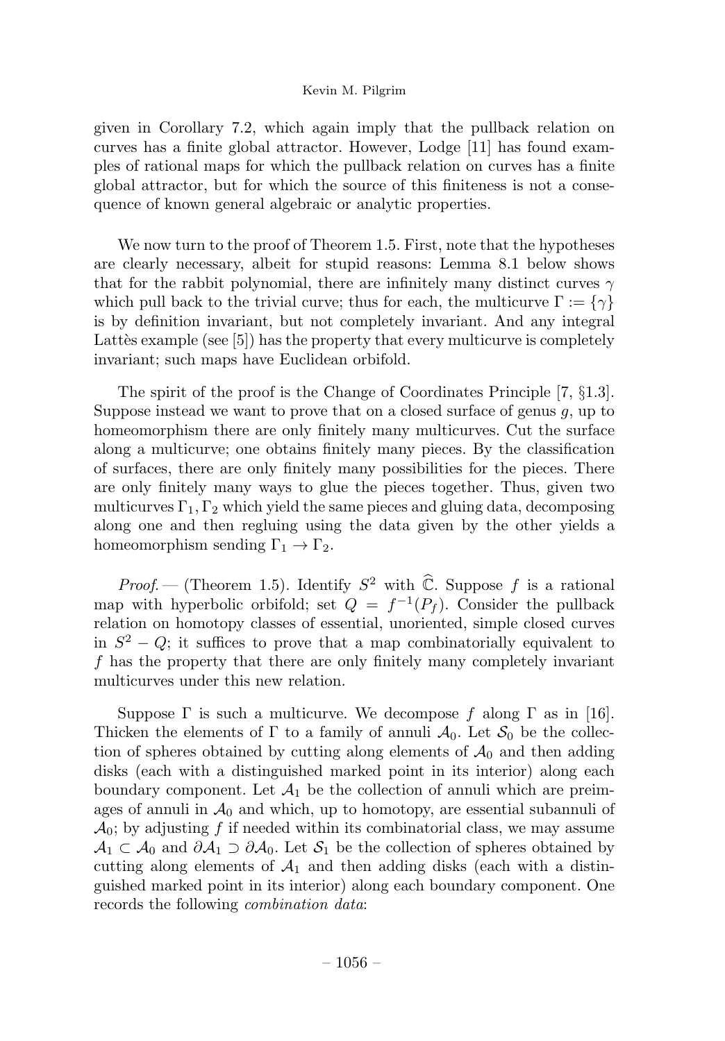given in Corollary 7.2, which again imply that the pullback relation on curves has a finite global attractor. However, Lodge [11] has found examples of rational maps for which the pullback relation on curves has a finite global attractor, but for which the source of this finiteness is not a consequence of known general algebraic or analytic properties.

We now turn to the proof of Theorem 1.5. First, note that the hypotheses are clearly necessary, albeit for stupid reasons: Lemma 8.1 below shows that for the rabbit polynomial, there are infinitely many distinct curves $\gamma$ which pull back to the trivial curve; thus for each, the multicurve $\Gamma := \{\gamma\}$ is by definition invariant, but not completely invariant. And any integral Lattès example (see [5]) has the property that every multicurve is completely invariant; such maps have Euclidean orbifold.

The spirit of the proof is the Change of Coordinates Principle [7, §1.3]. Suppose instead we want to prove that on a closed surface of genus $g$, up to homeomorphism there are only finitely many multicurves. Cut the surface along a multicurve; one obtains finitely many pieces. By the classification of surfaces, there are only finitely many possibilities for the pieces. There are only finitely many ways to glue the pieces together. Thus, given two multicurves $\Gamma_1, \Gamma_2$ which yield the same pieces and gluing data, decomposing along one and then regluing using the data given by the other yields a homeomorphism sending $\Gamma_1 \to \Gamma_2$.

*Proof.* — (Theorem 1.5). Identify $S^2$ with $\widehat{\mathbb{C}}$. Suppose $f$ is a rational map with hyperbolic orbifold; set $Q = f^{-1}(P_f)$. Consider the pullback relation on homotopy classes of essential, unoriented, simple closed curves in $S^2 - Q$; it suffices to prove that a map combinatorially equivalent to $f$ has the property that there are only finitely many completely invariant multicurves under this new relation.

Suppose $\Gamma$ is such a multicurve. We decompose $f$ along $\Gamma$ as in [16]. Thicken the elements of $\Gamma$ to a family of annuli $\mathcal{A}_0$. Let $\mathcal{S}_0$ be the collection of spheres obtained by cutting along elements of $\mathcal{A}_0$ and then adding disks (each with a distinguished marked point in its interior) along each boundary component. Let $\mathcal{A}_1$ be the collection of annuli which are preimages of annuli in $\mathcal{A}_0$ and which, up to homotopy, are essential subannuli of $\mathcal{A}_0$; by adjusting $f$ if needed within its combinatorial class, we may assume $\mathcal{A}_1 \subset \mathcal{A}_0$ and $\partial\mathcal{A}_1 \supset \partial\mathcal{A}_0$. Let $\mathcal{S}_1$ be the collection of spheres obtained by cutting along elements of $\mathcal{A}_1$ and then adding disks (each with a distinguished marked point in its interior) along each boundary component. One records the following *combination data*: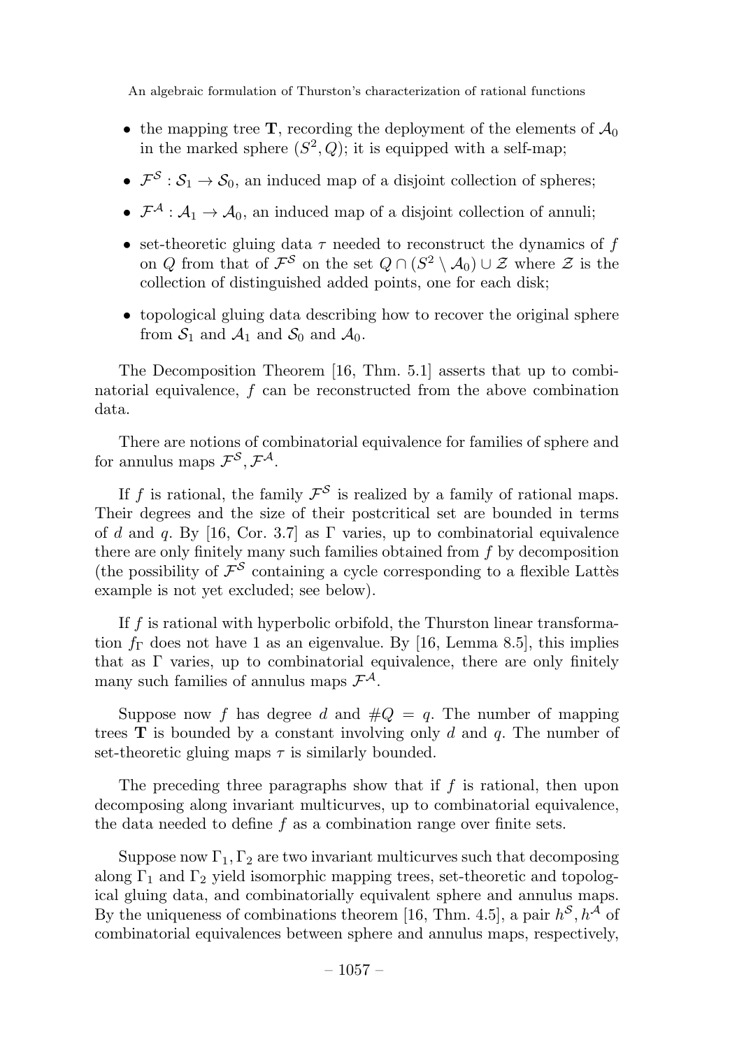- the mapping tree $\mathbf{T}$, recording the deployment of the elements of $\mathcal{A}_0$ in the marked sphere $(S^2, Q)$; it is equipped with a self-map;
- $\mathcal{F}^{\mathcal{S}} : \mathcal{S}_1 \to \mathcal{S}_0$, an induced map of a disjoint collection of spheres;
- $\mathcal{F}^{\mathcal{A}} : \mathcal{A}_1 \to \mathcal{A}_0$, an induced map of a disjoint collection of annuli;
- set-theoretic gluing data $\tau$ needed to reconstruct the dynamics of $f$ on $Q$ from that of $\mathcal{F}^{\mathcal{S}}$ on the set $Q \cap (S^2 \setminus \mathcal{A}_0) \cup \mathcal{Z}$ where $\mathcal{Z}$ is the collection of distinguished added points, one for each disk;
- topological gluing data describing how to recover the original sphere from $\mathcal{S}_1$ and $\mathcal{A}_1$ and $\mathcal{S}_0$ and $\mathcal{A}_0$.

The Decomposition Theorem [16, Thm. 5.1] asserts that up to combinatorial equivalence, $f$ can be reconstructed from the above combination data.

There are notions of combinatorial equivalence for families of sphere and for annulus maps $\mathcal{F}^{\mathcal{S}}, \mathcal{F}^{\mathcal{A}}$.

If $f$ is rational, the family $\mathcal{F}^{\mathcal{S}}$ is realized by a family of rational maps. Their degrees and the size of their postcritical set are bounded in terms of $d$ and $q$. By [16, Cor. 3.7] as $\Gamma$ varies, up to combinatorial equivalence there are only finitely many such families obtained from $f$ by decomposition (the possibility of $\mathcal{F}^{\mathcal{S}}$ containing a cycle corresponding to a flexible Lattès example is not yet excluded; see below).

If $f$ is rational with hyperbolic orbifold, the Thurston linear transformation $f_\Gamma$ does not have 1 as an eigenvalue. By [16, Lemma 8.5], this implies that as $\Gamma$ varies, up to combinatorial equivalence, there are only finitely many such families of annulus maps $\mathcal{F}^{\mathcal{A}}$.

Suppose now $f$ has degree $d$ and $\#Q = q$. The number of mapping trees $\mathbf{T}$ is bounded by a constant involving only $d$ and $q$. The number of set-theoretic gluing maps $\tau$ is similarly bounded.

The preceding three paragraphs show that if $f$ is rational, then upon decomposing along invariant multicurves, up to combinatorial equivalence, the data needed to define $f$ as a combination range over finite sets.

Suppose now $\Gamma_1, \Gamma_2$ are two invariant multicurves such that decomposing along $\Gamma_1$ and $\Gamma_2$ yield isomorphic mapping trees, set-theoretic and topological gluing data, and combinatorially equivalent sphere and annulus maps. By the uniqueness of combinations theorem [16, Thm. 4.5], a pair $h^{\mathcal{S}}, h^{\mathcal{A}}$ of combinatorial equivalences between sphere and annulus maps, respectively,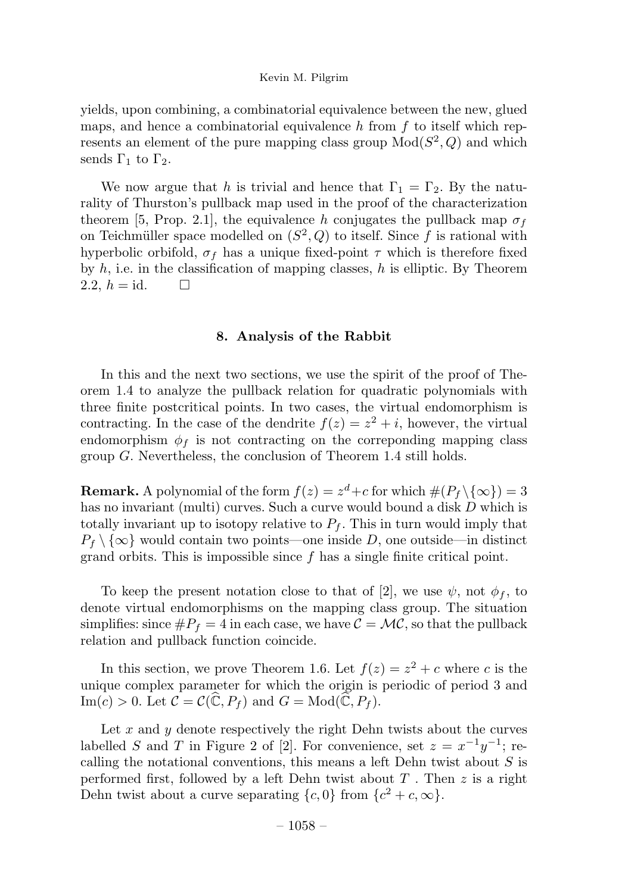yields, upon combining, a combinatorial equivalence between the new, glued maps, and hence a combinatorial equivalence $h$ from $f$ to itself which represents an element of the pure mapping class group $\mathrm{Mod}(S^2, Q)$ and which sends $\Gamma_1$ to $\Gamma_2$.

We now argue that $h$ is trivial and hence that $\Gamma_1 = \Gamma_2$. By the naturality of Thurston's pullback map used in the proof of the characterization theorem [5, Prop. 2.1], the equivalence $h$ conjugates the pullback map $\sigma_f$ on Teichmüller space modelled on $(S^2, Q)$ to itself. Since $f$ is rational with hyperbolic orbifold, $\sigma_f$ has a unique fixed-point $\tau$ which is therefore fixed by $h$, i.e. in the classification of mapping classes, $h$ is elliptic. By Theorem 2.2, $h = \mathrm{id}$. $\square$

## 8. Analysis of the Rabbit

In this and the next two sections, we use the spirit of the proof of Theorem 1.4 to analyze the pullback relation for quadratic polynomials with three finite postcritical points. In two cases, the virtual endomorphism is contracting. In the case of the dendrite $f(z) = z^2 + i$, however, the virtual endomorphism $\phi_f$ is not contracting on the correponding mapping class group $G$. Nevertheless, the conclusion of Theorem 1.4 still holds.

**Remark.** A polynomial of the form $f(z) = z^d + c$ for which $\#(P_f \setminus \{\infty\}) = 3$ has no invariant (multi) curves. Such a curve would bound a disk $D$ which is totally invariant up to isotopy relative to $P_f$. This in turn would imply that $P_f \setminus \{\infty\}$ would contain two points—one inside $D$, one outside—in distinct grand orbits. This is impossible since $f$ has a single finite critical point.

To keep the present notation close to that of [2], we use $\psi$, not $\phi_f$, to denote virtual endomorphisms on the mapping class group. The situation simplifies: since $\#P_f = 4$ in each case, we have $\mathcal{C} = \mathcal{MC}$, so that the pullback relation and pullback function coincide.

In this section, we prove Theorem 1.6. Let $f(z) = z^2 + c$ where $c$ is the unique complex parameter for which the origin is periodic of period 3 and $\mathrm{Im}(c) > 0$. Let $\mathcal{C} = \mathcal{C}(\widehat{\mathbb{C}}, P_f)$ and $G = \mathrm{Mod}(\widehat{\mathbb{C}}, P_f)$.

Let $x$ and $y$ denote respectively the right Dehn twists about the curves labelled $S$ and $T$ in Figure 2 of [2]. For convenience, set $z = x^{-1}y^{-1}$; recalling the notational conventions, this means a left Dehn twist about $S$ is performed first, followed by a left Dehn twist about $T$ . Then $z$ is a right Dehn twist about a curve separating $\{c, 0\}$ from $\{c^2 + c, \infty\}$.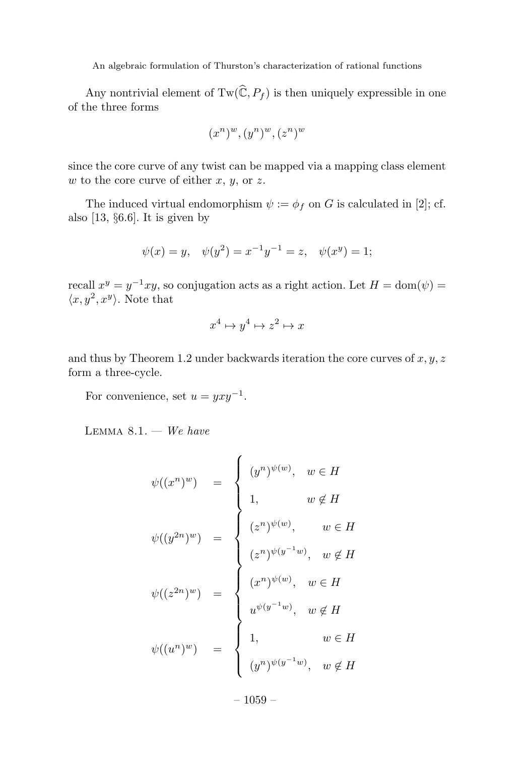Any nontrivial element of $\mathrm{Tw}(\widehat{\mathbb{C}}, P_f)$ is then uniquely expressible in one of the three forms

$$(x^n)^w, (y^n)^w, (z^n)^w$$

since the core curve of any twist can be mapped via a mapping class element $w$ to the core curve of either $x$, $y$, or $z$.

The induced virtual endomorphism $\psi := \phi_f$ on $G$ is calculated in [2]; cf. also [13, §6.6]. It is given by

$$\psi(x) = y, \quad \psi(y^2) = x^{-1}y^{-1} = z, \quad \psi(x^y) = 1;$$

recall $x^y = y^{-1}xy$, so conjugation acts as a right action. Let $H = \mathrm{dom}(\psi) = \langle x, y^2, x^y \rangle$. Note that

$$x^4 \mapsto y^4 \mapsto z^2 \mapsto x$$

and thus by Theorem 1.2 under backwards iteration the core curves of $x, y, z$ form a three-cycle.

For convenience, set $u = yxy^{-1}$.

Lemma 8.1. — *We have*

$$\psi((x^n)^w) = \begin{cases} (y^n)^{\psi(w)}, & w \in H \\ 1, & w \notin H \end{cases}$$

$$\psi((y^{2n})^w) = \begin{cases} (z^n)^{\psi(w)}, & w \in H \\ (z^n)^{\psi(y^{-1}w)}, & w \notin H \end{cases}$$

$$\psi((z^{2n})^w) = \begin{cases} (x^n)^{\psi(w)}, & w \in H \\ u^{\psi(y^{-1}w)}, & w \notin H \end{cases}$$

$$\psi((u^n)^w) = \begin{cases} 1, & w \in H \\ (y^n)^{\psi(y^{-1}w)}, & w \notin H \end{cases}$$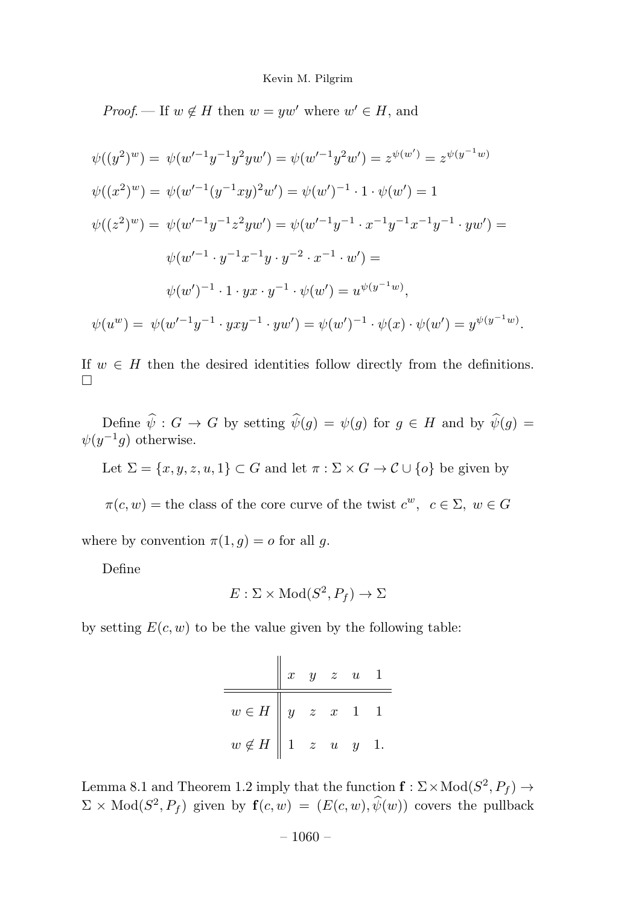*Proof.* — If $w \notin H$ then $w = yw'$ where $w' \in H$, and

$$\psi((y^2)^w) = \psi(w'^{-1}y^{-1}y^2yw') = \psi(w'^{-1}y^2w') = z^{\psi(w')} = z^{\psi(y^{-1}w)}$$

$$\psi((x^2)^w) = \psi(w'^{-1}(y^{-1}xy)^2w') = \psi(w')^{-1} \cdot 1 \cdot \psi(w') = 1$$

$$\psi((z^2)^w) = \psi(w'^{-1}y^{-1}z^2yw') = \psi(w'^{-1}y^{-1} \cdot x^{-1}y^{-1}x^{-1}y^{-1} \cdot yw') =$$

$$\psi(w'^{-1} \cdot y^{-1}x^{-1}y \cdot y^{-2} \cdot x^{-1} \cdot w') =$$

$$\psi(w')^{-1} \cdot 1 \cdot yx \cdot y^{-1} \cdot \psi(w') = u^{\psi(y^{-1}w)},$$

$$\psi(u^w) = \psi(w'^{-1}y^{-1} \cdot yxy^{-1} \cdot yw') = \psi(w')^{-1} \cdot \psi(x) \cdot \psi(w') = y^{\psi(y^{-1}w)}.$$

If $w \in H$ then the desired identities follow directly from the definitions. □

Define $\widehat{\psi} : G \to G$ by setting $\widehat{\psi}(g) = \psi(g)$ for $g \in H$ and by $\widehat{\psi}(g) = \psi(y^{-1}g)$ otherwise.

Let $\Sigma = \{x, y, z, u, 1\} \subset G$ and let $\pi : \Sigma \times G \to \mathcal{C} \cup \{o\}$ be given by

$\pi(c, w) =$ the class of the core curve of the twist $c^w$, $c \in \Sigma$, $w \in G$

where by convention $\pi(1, g) = o$ for all $g$.

Define

$$E : \Sigma \times \mathrm{Mod}(S^2, P_f) \to \Sigma$$

by setting $E(c, w)$ to be the value given by the following table:

| | $x$ | $y$ | $z$ | $u$ | $1$ |
|---|---|---|---|---|---|
| $w \in H$ | $y$ | $z$ | $x$ | $1$ | $1$ |
| $w \notin H$ | $1$ | $z$ | $u$ | $y$ | $1$. |

Lemma 8.1 and Theorem 1.2 imply that the function $\mathbf{f} : \Sigma \times \mathrm{Mod}(S^2, P_f) \to \Sigma \times \mathrm{Mod}(S^2, P_f)$ given by $\mathbf{f}(c, w) = (E(c, w), \widehat{\psi}(w))$ covers the pullback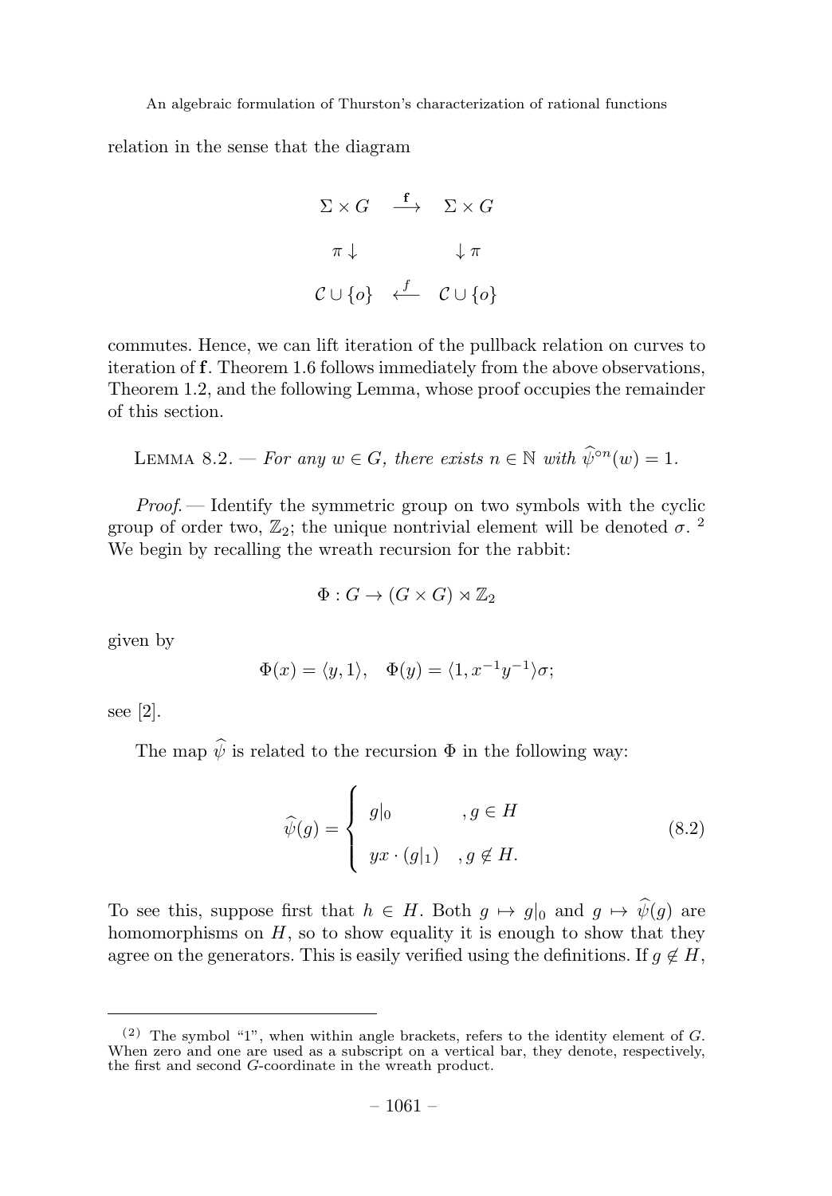relation in the sense that the diagram

$$\begin{array}{ccc} \Sigma \times G & \xrightarrow{\mathbf{f}} & \Sigma \times G \\ \pi \downarrow & & \downarrow \pi \\ \mathcal{C} \cup \{o\} & \xleftarrow{f} & \mathcal{C} \cup \{o\} \end{array}$$

commutes. Hence, we can lift iteration of the pullback relation on curves to iteration of $\mathbf{f}$. Theorem 1.6 follows immediately from the above observations, Theorem 1.2, and the following Lemma, whose proof occupies the remainder of this section.

Lemma 8.2. — *For any $w \in G$, there exists $n \in \mathbb{N}$ with $\widehat{\psi}^{\circ n}(w) = 1$.*

*Proof.* — Identify the symmetric group on two symbols with the cyclic group of order two, $\mathbb{Z}_2$; the unique nontrivial element will be denoted $\sigma$. [2] We begin by recalling the wreath recursion for the rabbit:

$$\Phi : G \to (G \times G) \rtimes \mathbb{Z}_2$$

given by

$$\Phi(x) = \langle y, 1 \rangle, \quad \Phi(y) = \langle 1, x^{-1}y^{-1} \rangle \sigma;$$

see [2].

The map $\widehat{\psi}$ is related to the recursion $\Phi$ in the following way:

$$\widehat{\psi}(g) = \begin{cases} g|_0 & , g \in H \\ yx \cdot (g|_1) & , g \notin H. \end{cases} \tag{8.2}$$

To see this, suppose first that $h \in H$. Both $g \mapsto g|_0$ and $g \mapsto \widehat{\psi}(g)$ are homomorphisms on $H$, so to show equality it is enough to show that they agree on the generators. This is easily verified using the definitions. If $g \notin H$,

---

[2] The symbol "1", when within angle brackets, refers to the identity element of $G$. When zero and one are used as a subscript on a vertical bar, they denote, respectively, the first and second $G$-coordinate in the wreath product.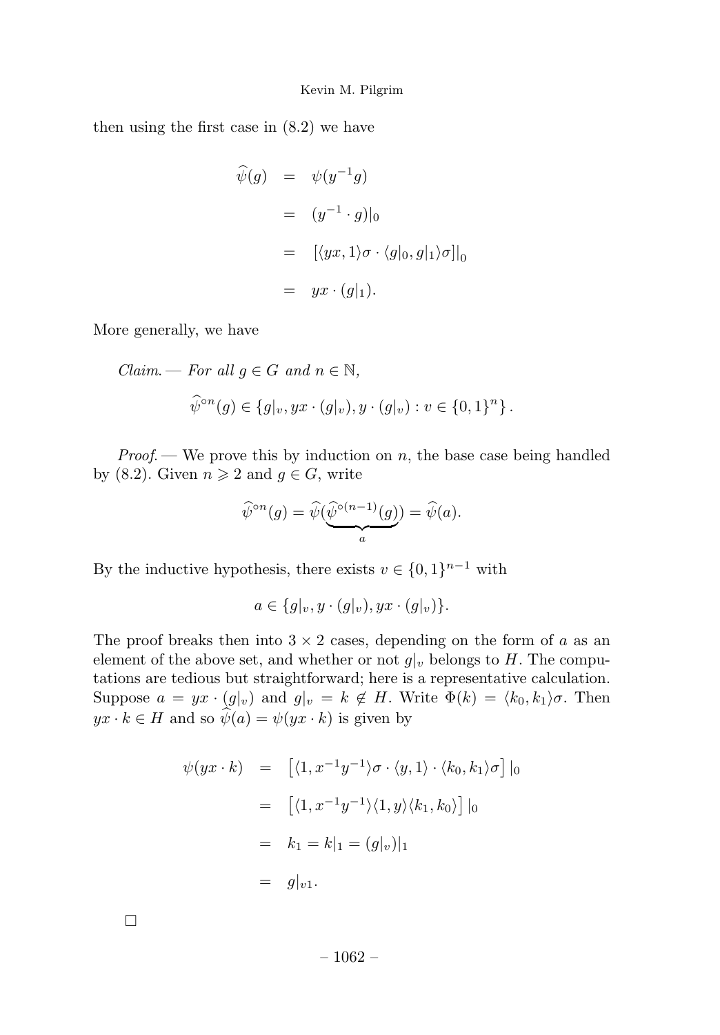then using the first case in (8.2) we have

$$\begin{aligned}
\widehat{\psi}(g) &= \psi(y^{-1}g) \\
&= (y^{-1} \cdot g)|_0 \\
&= \left[\langle yx, 1\rangle\sigma \cdot \langle g|_0, g|_1\rangle\sigma\right]\big|_0 \\
&= yx \cdot (g|_1).
\end{aligned}$$

More generally, we have

*Claim*. — *For all $g \in G$ and $n \in \mathbb{N}$,*

$$\widehat{\psi}^{\circ n}(g) \in \{g|_v, yx \cdot (g|_v), y \cdot (g|_v) : v \in \{0,1\}^n\}.$$

*Proof*. — We prove this by induction on $n$, the base case being handled by (8.2). Given $n \geqslant 2$ and $g \in G$, write

$$\widehat{\psi}^{\circ n}(g) = \widehat{\psi}(\underbrace{\widehat{\psi}^{\circ (n-1)}(g)}_{a}) = \widehat{\psi}(a).$$

By the inductive hypothesis, there exists $v \in \{0,1\}^{n-1}$ with

$$a \in \{g|_v, y \cdot (g|_v), yx \cdot (g|_v)\}.$$

The proof breaks then into $3 \times 2$ cases, depending on the form of $a$ as an element of the above set, and whether or not $g|_v$ belongs to $H$. The computations are tedious but straightforward; here is a representative calculation. Suppose $a = yx \cdot (g|_v)$ and $g|_v = k \notin H$. Write $\Phi(k) = \langle k_0, k_1\rangle\sigma$. Then $yx \cdot k \in H$ and so $\widehat{\psi}(a) = \psi(yx \cdot k)$ is given by

$$\begin{aligned}
\psi(yx \cdot k) &= \left[\langle 1, x^{-1}y^{-1}\rangle\sigma \cdot \langle y, 1\rangle \cdot \langle k_0, k_1\rangle\sigma\right]|_0 \\
&= \left[\langle 1, x^{-1}y^{-1}\rangle \langle 1, y\rangle \langle k_1, k_0\rangle\right]|_0 \\
&= k_1 = k|_1 = (g|_v)|_1 \\
&= g|_{v1}.
\end{aligned}$$

□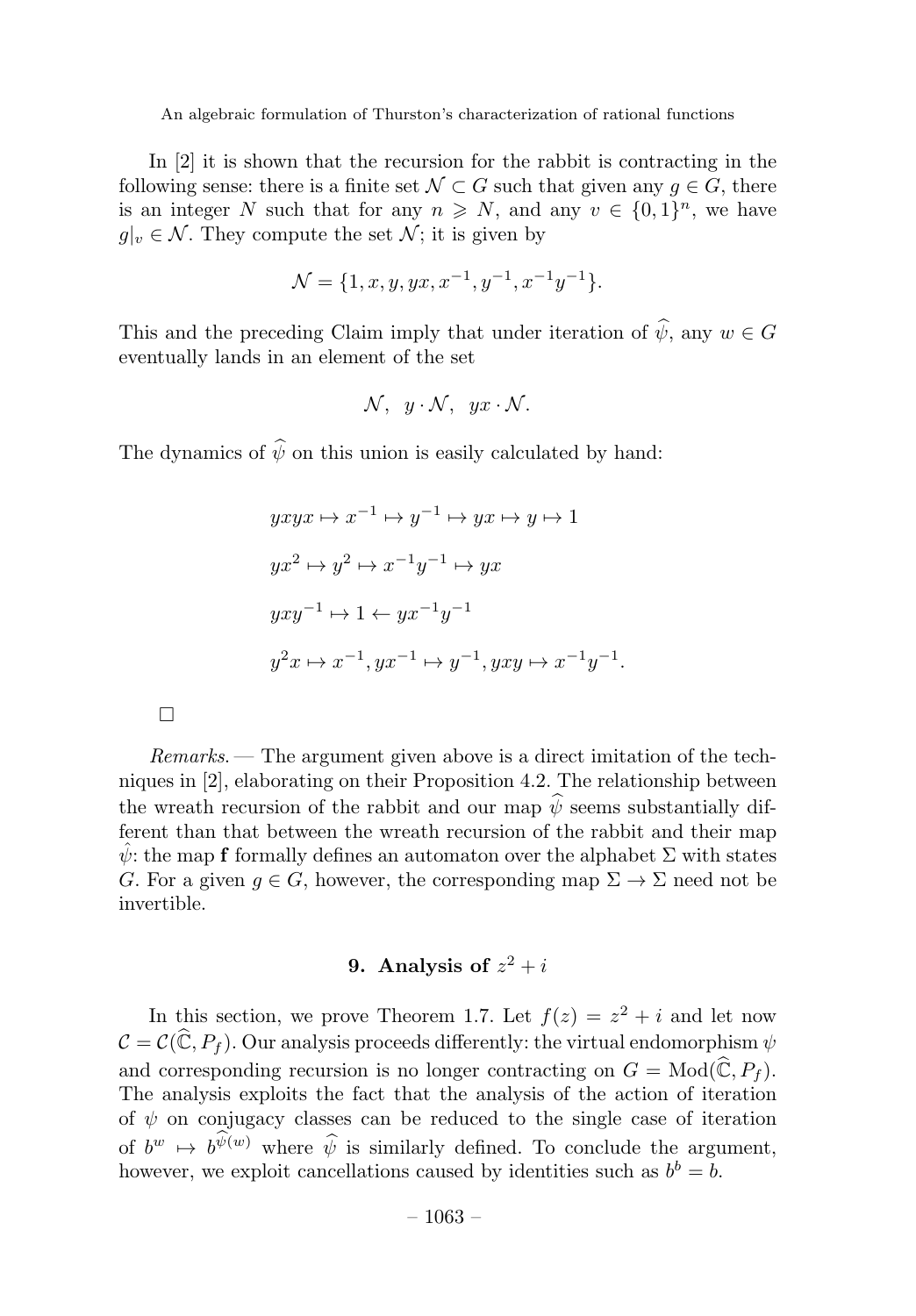In [2] it is shown that the recursion for the rabbit is contracting in the following sense: there is a finite set $\mathcal{N} \subset G$ such that given any $g \in G$, there is an integer $N$ such that for any $n \geqslant N$, and any $v \in \{0,1\}^n$, we have $g|_v \in \mathcal{N}$. They compute the set $\mathcal{N}$; it is given by

$$\mathcal{N} = \{1, x, y, yx, x^{-1}, y^{-1}, x^{-1}y^{-1}\}.$$

This and the preceding Claim imply that under iteration of $\widehat{\psi}$, any $w \in G$ eventually lands in an element of the set

$$\mathcal{N}, \quad y \cdot \mathcal{N}, \quad yx \cdot \mathcal{N}.$$

The dynamics of $\widehat{\psi}$ on this union is easily calculated by hand:

$$yxyx \mapsto x^{-1} \mapsto y^{-1} \mapsto yx \mapsto y \mapsto 1$$

$$yx^2 \mapsto y^2 \mapsto x^{-1}y^{-1} \mapsto yx$$

$$yxy^{-1} \mapsto 1 \leftarrow yx^{-1}y^{-1}$$

$$y^2x \mapsto x^{-1}, yx^{-1} \mapsto y^{-1}, yxy \mapsto x^{-1}y^{-1}.$$

□

*Remarks.* — The argument given above is a direct imitation of the techniques in [2], elaborating on their Proposition 4.2. The relationship between the wreath recursion of the rabbit and our map $\widehat{\psi}$ seems substantially different than that between the wreath recursion of the rabbit and their map $\hat{\psi}$: the map $\mathbf{f}$ formally defines an automaton over the alphabet $\Sigma$ with states $G$. For a given $g \in G$, however, the corresponding map $\Sigma \to \Sigma$ need not be invertible.

## 9. Analysis of $z^2 + i$

In this section, we prove Theorem 1.7. Let $f(z) = z^2 + i$ and let now $\mathcal{C} = \mathcal{C}(\widehat{\mathbb{C}}, P_f)$. Our analysis proceeds differently: the virtual endomorphism $\psi$ and corresponding recursion is no longer contracting on $G = \mathrm{Mod}(\widehat{\mathbb{C}}, P_f)$. The analysis exploits the fact that the analysis of the action of iteration of $\psi$ on conjugacy classes can be reduced to the single case of iteration of $b^w \mapsto b^{\widehat{\psi}(w)}$ where $\widehat{\psi}$ is similarly defined. To conclude the argument, however, we exploit cancellations caused by identities such as $b^b = b$.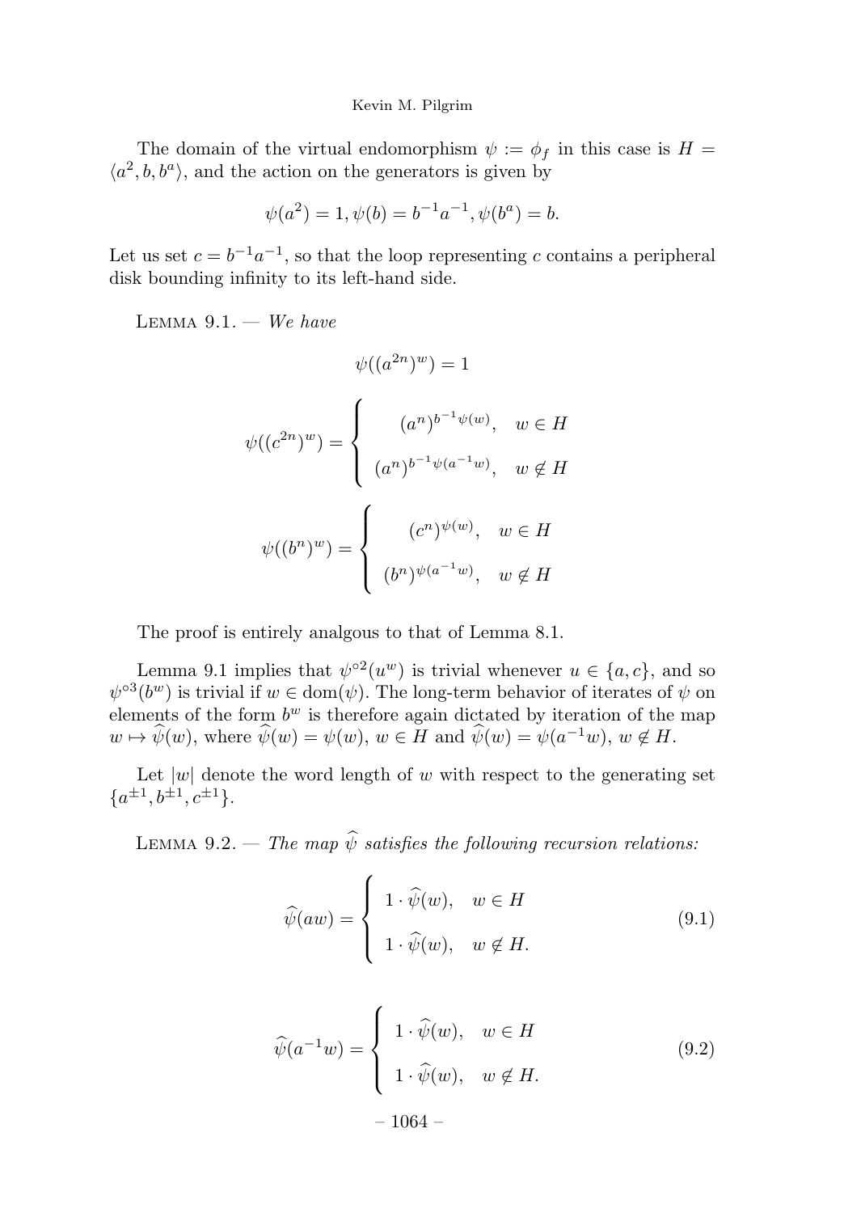The domain of the virtual endomorphism $\psi := \phi_f$ in this case is $H = \langle a^2, b, b^a \rangle$, and the action on the generators is given by

$$\psi(a^2) = 1, \psi(b) = b^{-1}a^{-1}, \psi(b^a) = b.$$

Let us set $c = b^{-1}a^{-1}$, so that the loop representing $c$ contains a peripheral disk bounding infinity to its left-hand side.

Lemma 9.1. — *We have*

$$\psi((a^{2n})^w) = 1$$

$$\psi((c^{2n})^w) = \begin{cases} (a^n)^{b^{-1}\psi(w)}, & w \in H \\ (a^n)^{b^{-1}\psi(a^{-1}w)}, & w \notin H \end{cases}$$

$$\psi((b^n)^w) = \begin{cases} (c^n)^{\psi(w)}, & w \in H \\ (b^n)^{\psi(a^{-1}w)}, & w \notin H \end{cases}$$

The proof is entirely analgous to that of Lemma 8.1.

Lemma 9.1 implies that $\psi^{\circ 2}(u^w)$ is trivial whenever $u \in \{a, c\}$, and so $\psi^{\circ 3}(b^w)$ is trivial if $w \in \mathrm{dom}(\psi)$. The long-term behavior of iterates of $\psi$ on elements of the form $b^w$ is therefore again dictated by iteration of the map $w \mapsto \widehat{\psi}(w)$, where $\widehat{\psi}(w) = \psi(w)$, $w \in H$ and $\widehat{\psi}(w) = \psi(a^{-1}w)$, $w \notin H$.

Let $|w|$ denote the word length of $w$ with respect to the generating set $\{a^{\pm 1}, b^{\pm 1}, c^{\pm 1}\}$.

Lemma 9.2. — *The map $\widehat{\psi}$ satisfies the following recursion relations:*

$$\widehat{\psi}(aw) = \begin{cases} 1 \cdot \widehat{\psi}(w), & w \in H \\ 1 \cdot \widehat{\psi}(w), & w \notin H. \end{cases} \tag{9.1}$$

$$\widehat{\psi}(a^{-1}w) = \begin{cases} 1 \cdot \widehat{\psi}(w), & w \in H \\ 1 \cdot \widehat{\psi}(w), & w \notin H. \end{cases} \tag{9.2}$$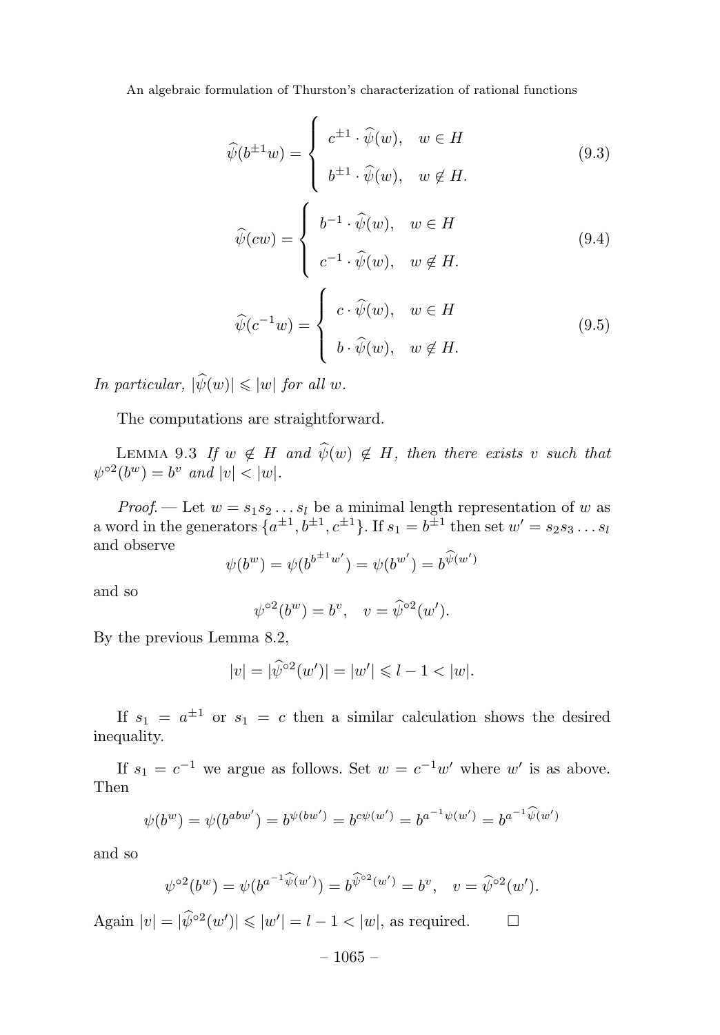$$\widehat{\psi}(b^{\pm 1}w) = \begin{cases} c^{\pm 1} \cdot \widehat{\psi}(w), & w \in H \\ b^{\pm 1} \cdot \widehat{\psi}(w), & w \notin H. \end{cases} \tag{9.3}$$

$$\widehat{\psi}(cw) = \begin{cases} b^{-1} \cdot \widehat{\psi}(w), & w \in H \\ c^{-1} \cdot \widehat{\psi}(w), & w \notin H. \end{cases} \tag{9.4}$$

$$\widehat{\psi}(c^{-1}w) = \begin{cases} c \cdot \widehat{\psi}(w), & w \in H \\ b \cdot \widehat{\psi}(w), & w \notin H. \end{cases} \tag{9.5}$$

*In particular,* $|\widehat{\psi}(w)| \leqslant |w|$ *for all* $w$.

The computations are straightforward.

Lemma 9.3 *If* $w \notin H$ *and* $\widehat{\psi}(w) \notin H$*, then there exists* $v$ *such that* $\psi^{\circ 2}(b^w) = b^v$ *and* $|v| < |w|$.

*Proof.* — Let $w = s_1 s_2 \dots s_l$ be a minimal length representation of $w$ as a word in the generators $\{a^{\pm 1}, b^{\pm 1}, c^{\pm 1}\}$. If $s_1 = b^{\pm 1}$ then set $w' = s_2 s_3 \dots s_l$ and observe

$$\psi(b^w) = \psi(b^{b^{\pm 1}w'}) = \psi(b^{w'}) = b^{\widehat{\psi}(w')}$$

and so

$$\psi^{\circ 2}(b^w) = b^v, \quad v = \widehat{\psi}^{\circ 2}(w').$$

By the previous Lemma 8.2,

$$|v| = |\widehat{\psi}^{\circ 2}(w')| = |w'| \leqslant l - 1 < |w|.$$

If $s_1 = a^{\pm 1}$ or $s_1 = c$ then a similar calculation shows the desired inequality.

If $s_1 = c^{-1}$ we argue as follows. Set $w = c^{-1}w'$ where $w'$ is as above. Then

$$\psi(b^w) = \psi(b^{abw'}) = b^{\psi(bw')} = b^{c\psi(w')} = b^{a^{-1}\psi(w')} = b^{a^{-1}\widehat{\psi}(w')}$$

and so

$$\psi^{\circ 2}(b^w) = \psi(b^{a^{-1}\widehat{\psi}(w')}) = b^{\widehat{\psi}^{\circ 2}(w')} = b^v, \quad v = \widehat{\psi}^{\circ 2}(w').$$

Again $|v| = |\widehat{\psi}^{\circ 2}(w')| \leqslant |w'| = l - 1 < |w|$, as required. $\square$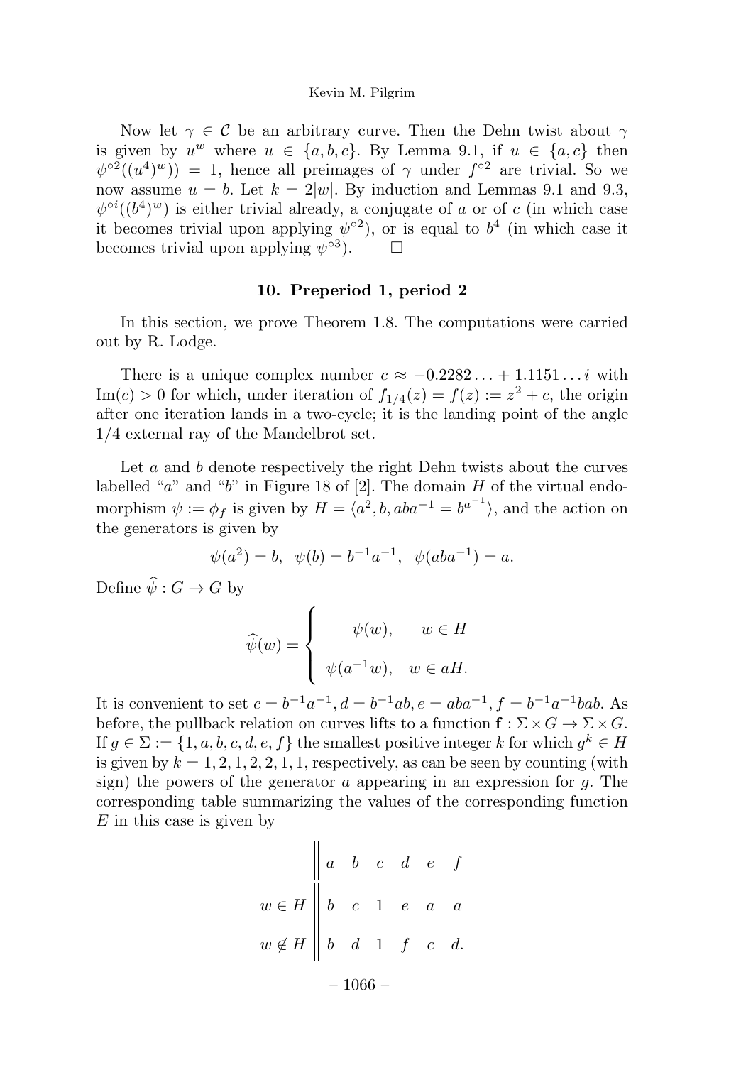Now let $\gamma \in \mathcal{C}$ be an arbitrary curve. Then the Dehn twist about $\gamma$ is given by $u^w$ where $u \in \{a, b, c\}$. By Lemma 9.1, if $u \in \{a, c\}$ then $\psi^{\circ 2}((u^4)^w)) = 1$, hence all preimages of $\gamma$ under $f^{\circ 2}$ are trivial. So we now assume $u = b$. Let $k = 2|w|$. By induction and Lemmas 9.1 and 9.3, $\psi^{\circ i}((b^4)^w)$ is either trivial already, a conjugate of $a$ or of $c$ (in which case it becomes trivial upon applying $\psi^{\circ 2}$), or is equal to $b^4$ (in which case it becomes trivial upon applying $\psi^{\circ 3}$). $\square$

## 10. Preperiod 1, period 2

In this section, we prove Theorem 1.8. The computations were carried out by R. Lodge.

There is a unique complex number $c \approx -0.2282\ldots + 1.1151\ldots i$ with $\mathrm{Im}(c) > 0$ for which, under iteration of $f_{1/4}(z) = f(z) := z^2 + c$, the origin after one iteration lands in a two-cycle; it is the landing point of the angle $1/4$ external ray of the Mandelbrot set.

Let $a$ and $b$ denote respectively the right Dehn twists about the curves labelled "$a$" and "$b$" in Figure 18 of [2]. The domain $H$ of the virtual endomorphism $\psi := \phi_f$ is given by $H = \langle a^2, b, aba^{-1} = b^{a^{-1}} \rangle$, and the action on the generators is given by

$$\psi(a^2) = b, \;\; \psi(b) = b^{-1}a^{-1}, \;\; \psi(aba^{-1}) = a.$$

Define $\widehat{\psi} : G \to G$ by

$$\widehat{\psi}(w) = \begin{cases} \psi(w), & w \in H \\ \psi(a^{-1}w), & w \in aH. \end{cases}$$

It is convenient to set $c = b^{-1}a^{-1}, d = b^{-1}ab, e = aba^{-1}, f = b^{-1}a^{-1}bab$. As before, the pullback relation on curves lifts to a function $\mathbf{f} : \Sigma \times G \to \Sigma \times G$. If $g \in \Sigma := \{1, a, b, c, d, e, f\}$ the smallest positive integer $k$ for which $g^k \in H$ is given by $k = 1, 2, 1, 2, 2, 1, 1$, respectively, as can be seen by counting (with sign) the powers of the generator $a$ appearing in an expression for $g$. The corresponding table summarizing the values of the corresponding function $E$ in this case is given by

| | $a$ | $b$ | $c$ | $d$ | $e$ | $f$ |
|---|---|---|---|---|---|---|
| $w \in H$ | $b$ | $c$ | $1$ | $e$ | $a$ | $a$ |
| $w \notin H$ | $b$ | $d$ | $1$ | $f$ | $c$ | $d$. |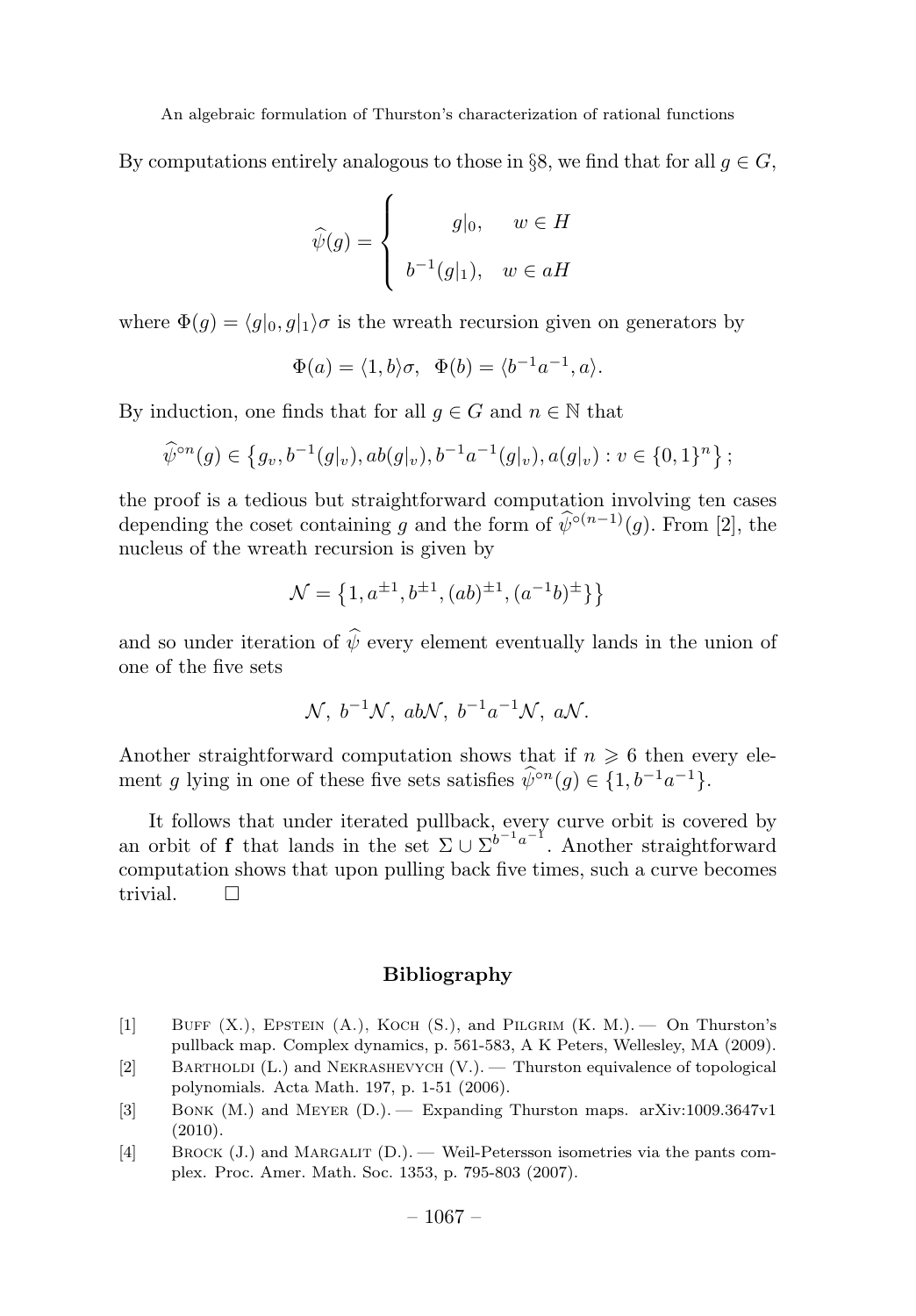By computations entirely analogous to those in §8, we find that for all $g \in G$,

$$\widehat{\psi}(g) = \begin{cases} g|_0, & w \in H \\ b^{-1}(g|_1), & w \in aH \end{cases}$$

where $\Phi(g) = \langle g|_0, g|_1 \rangle \sigma$ is the wreath recursion given on generators by

$$\Phi(a) = \langle 1, b \rangle \sigma, \quad \Phi(b) = \langle b^{-1}a^{-1}, a \rangle.$$

By induction, one finds that for all $g \in G$ and $n \in \mathbb{N}$ that

$$\widehat{\psi}^{\circ n}(g) \in \left\{ g_v, b^{-1}(g|_v), ab(g|_v), b^{-1}a^{-1}(g|_v), a(g|_v) : v \in \{0,1\}^n \right\};$$

the proof is a tedious but straightforward computation involving ten cases depending the coset containing $g$ and the form of $\widehat{\psi}^{\circ(n-1)}(g)$. From [2], the nucleus of the wreath recursion is given by

$$\mathcal{N} = \left\{ 1, a^{\pm 1}, b^{\pm 1}, (ab)^{\pm 1}, (a^{-1}b)^{\pm} \} \right\}$$

and so under iteration of $\widehat{\psi}$ every element eventually lands in the union of one of the five sets

$$\mathcal{N},\ b^{-1}\mathcal{N},\ ab\mathcal{N},\ b^{-1}a^{-1}\mathcal{N},\ a\mathcal{N}.$$

Another straightforward computation shows that if $n \geqslant 6$ then every element $g$ lying in one of these five sets satisfies $\widehat{\psi}^{\circ n}(g) \in \{1, b^{-1}a^{-1}\}$.

It follows that under iterated pullback, every curve orbit is covered by an orbit of $\mathbf{f}$ that lands in the set $\Sigma \cup \Sigma^{b^{-1}a^{-1}}$. Another straightforward computation shows that upon pulling back five times, such a curve becomes trivial. $\square$

## Bibliography

[1] Buff (X.), Epstein (A.), Koch (S.), and Pilgrim (K. M.). — On Thurston's pullback map. Complex dynamics, p. 561-583, A K Peters, Wellesley, MA (2009).

[2] Bartholdi (L.) and Nekrashevych (V.). — Thurston equivalence of topological polynomials. Acta Math. 197, p. 1-51 (2006).

[3] Bonk (M.) and Meyer (D.). — Expanding Thurston maps. arXiv:1009.3647v1 (2010).

[4] Brock (J.) and Margalit (D.). — Weil-Petersson isometries via the pants complex. Proc. Amer. Math. Soc. 1353, p. 795-803 (2007).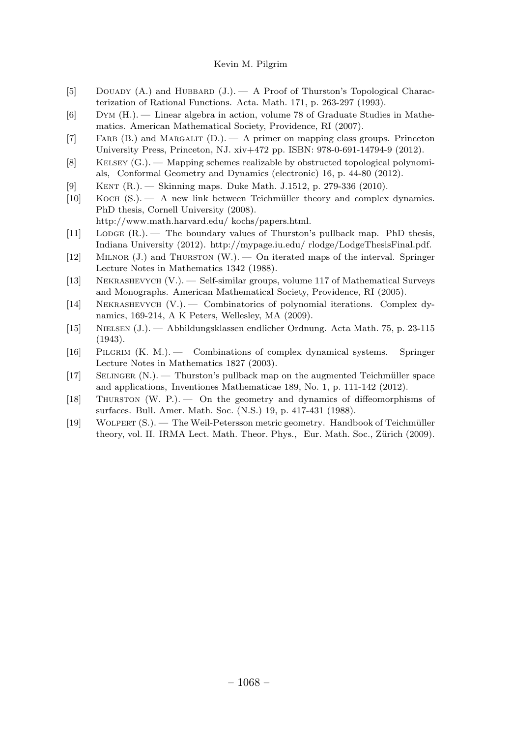- [5] Douady (A.) and Hubbard (J.). — A Proof of Thurston's Topological Characterization of Rational Functions. Acta. Math. 171, p. 263-297 (1993).
- [6] Dym (H.). — Linear algebra in action, volume 78 of Graduate Studies in Mathematics. American Mathematical Society, Providence, RI (2007).
- [7] Farb (B.) and Margalit (D.). — A primer on mapping class groups. Princeton University Press, Princeton, NJ. xiv+472 pp. ISBN: 978-0-691-14794-9 (2012).
- [8] Kelsey (G.). — Mapping schemes realizable by obstructed topological polynomials, Conformal Geometry and Dynamics (electronic) 16, p. 44-80 (2012).
- [9] Kent (R.). — Skinning maps. Duke Math. J.1512, p. 279-336 (2010).
- [10] Koch (S.). — A new link between Teichmüller theory and complex dynamics. PhD thesis, Cornell University (2008). http://www.math.harvard.edu/ kochs/papers.html.
- [11] Lodge (R.). — The boundary values of Thurston's pullback map. PhD thesis, Indiana University (2012). http://mypage.iu.edu/ rlodge/LodgeThesisFinal.pdf.
- [12] Milnor (J.) and Thurston (W.). — On iterated maps of the interval. Springer Lecture Notes in Mathematics 1342 (1988).
- [13] Nekrashevych (V.). — Self-similar groups, volume 117 of Mathematical Surveys and Monographs. American Mathematical Society, Providence, RI (2005).
- [14] Nekrashevych (V.). — Combinatorics of polynomial iterations. Complex dynamics, 169-214, A K Peters, Wellesley, MA (2009).
- [15] Nielsen (J.). — Abbildungsklassen endlicher Ordnung. Acta Math. 75, p. 23-115 (1943).
- [16] Pilgrim (K. M.). — Combinations of complex dynamical systems. Springer Lecture Notes in Mathematics 1827 (2003).
- [17] Selinger (N.). — Thurston's pullback map on the augmented Teichmüller space and applications, Inventiones Mathematicae 189, No. 1, p. 111-142 (2012).
- [18] Thurston (W. P.). — On the geometry and dynamics of diffeomorphisms of surfaces. Bull. Amer. Math. Soc. (N.S.) 19, p. 417-431 (1988).
- [19] Wolpert (S.). — The Weil-Petersson metric geometry. Handbook of Teichmüller theory, vol. II. IRMA Lect. Math. Theor. Phys., Eur. Math. Soc., Zürich (2009).